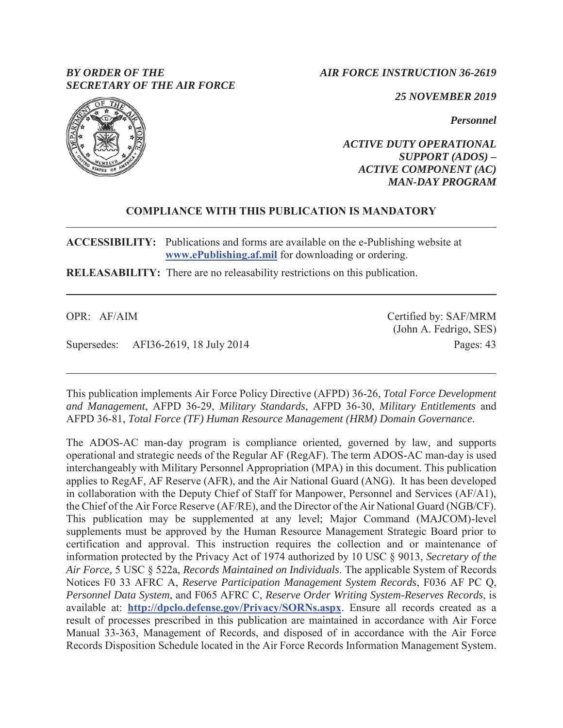*BY ORDER OF THE SECRETARY OF THE AIR FORCE*

*AIR FORCE INSTRUCTION 36-2619*

*25 NOVEMBER 2019*

*Personnel*

***ACTIVE DUTY OPERATIONAL SUPPORT (ADOS) – ACTIVE COMPONENT (AC) MAN-DAY PROGRAM***

**COMPLIANCE WITH THIS PUBLICATION IS MANDATORY**

---

**ACCESSIBILITY:** Publications and forms are available on the e-Publishing website at **www.ePublishing.af.mil** for downloading or ordering.

**RELEASABILITY:** There are no releasability restrictions on this publication.

---

OPR: AF/AIM

Certified by: SAF/MRM (John A. Fedrigo, SES)

Supersedes: AFI36-2619, 18 July 2014

Pages: 43

---

This publication implements Air Force Policy Directive (AFPD) 36-26, *Total Force Development and Management*, AFPD 36-29, *Military Standards*, AFPD 36-30, *Military Entitlements* and AFPD 36-81, *Total Force (TF) Human Resource Management (HRM) Domain Governance*.

The ADOS-AC man-day program is compliance oriented, governed by law, and supports operational and strategic needs of the Regular AF (RegAF). The term ADOS-AC man-day is used interchangeably with Military Personnel Appropriation (MPA) in this document. This publication applies to RegAF, AF Reserve (AFR), and the Air National Guard (ANG). It has been developed in collaboration with the Deputy Chief of Staff for Manpower, Personnel and Services (AF/A1), the Chief of the Air Force Reserve (AF/RE), and the Director of the Air National Guard (NGB/CF). This publication may be supplemented at any level; Major Command (MAJCOM)-level supplements must be approved by the Human Resource Management Strategic Board prior to certification and approval. This instruction requires the collection and or maintenance of information protected by the Privacy Act of 1974 authorized by 10 USC § 9013, *Secretary of the Air Force,* 5 USC § 522a, *Records Maintained on Individuals*. The applicable System of Records Notices F0 33 AFRC A, *Reserve Participation Management System Records*, F036 AF PC Q, *Personnel Data System*, and F065 AFRC C, *Reserve Order Writing System-Reserves Records*, is available at: **http://dpclo.defense.gov/Privacy/SORNs.aspx**. Ensure all records created as a result of processes prescribed in this publication are maintained in accordance with Air Force Manual 33-363, Management of Records, and disposed of in accordance with the Air Force Records Disposition Schedule located in the Air Force Records Information Management System.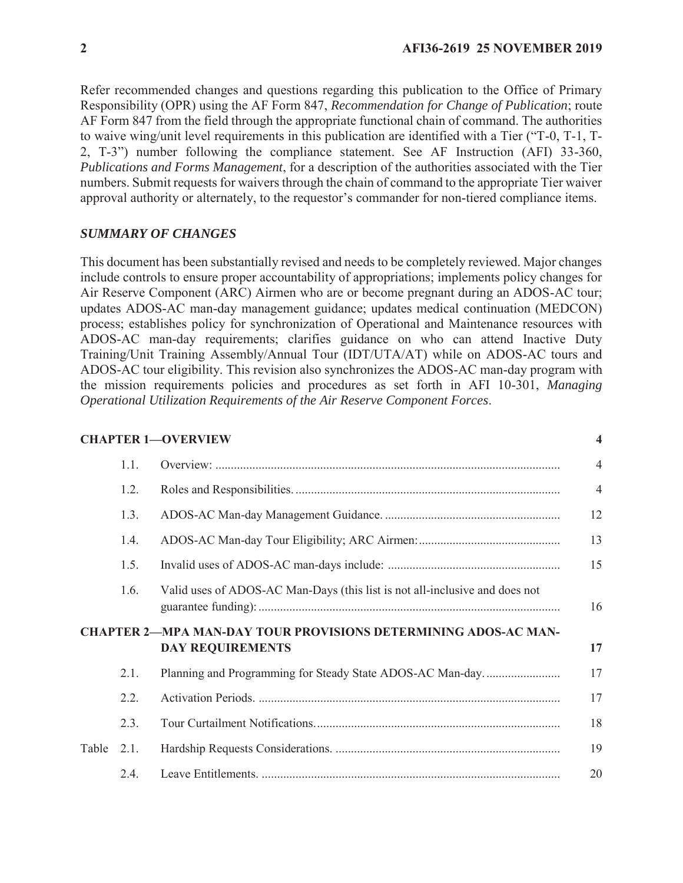Refer recommended changes and questions regarding this publication to the Office of Primary Responsibility (OPR) using the AF Form 847, *Recommendation for Change of Publication*; route AF Form 847 from the field through the appropriate functional chain of command. The authorities to waive wing/unit level requirements in this publication are identified with a Tier ("T-0, T-1, T-2, T-3") number following the compliance statement. See AF Instruction (AFI) 33-360, *Publications and Forms Management*, for a description of the authorities associated with the Tier numbers. Submit requests for waivers through the chain of command to the appropriate Tier waiver approval authority or alternately, to the requestor's commander for non-tiered compliance items.

## *SUMMARY OF CHANGES*

This document has been substantially revised and needs to be completely reviewed. Major changes include controls to ensure proper accountability of appropriations; implements policy changes for Air Reserve Component (ARC) Airmen who are or become pregnant during an ADOS-AC tour; updates ADOS-AC man-day management guidance; updates medical continuation (MEDCON) process; establishes policy for synchronization of Operational and Maintenance resources with ADOS-AC man-day requirements; clarifies guidance on who can attend Inactive Duty Training/Unit Training Assembly/Annual Tour (IDT/UTA/AT) while on ADOS-AC tours and ADOS-AC tour eligibility. This revision also synchronizes the ADOS-AC man-day program with the mission requirements policies and procedures as set forth in AFI 10-301, *Managing Operational Utilization Requirements of the Air Reserve Component Forces*.

| | | | |
|---|---|---|---|
| **CHAPTER 1—OVERVIEW** | | | **4** |
| | 1.1. | Overview: | 4 |
| | 1.2. | Roles and Responsibilities. | 4 |
| | 1.3. | ADOS-AC Man-day Management Guidance. | 12 |
| | 1.4. | ADOS-AC Man-day Tour Eligibility; ARC Airmen: | 13 |
| | 1.5. | Invalid uses of ADOS-AC man-days include: | 15 |
| | 1.6. | Valid uses of ADOS-AC Man-Days (this list is not all-inclusive and does not guarantee funding): | 16 |
| **CHAPTER 2—MPA MAN-DAY TOUR PROVISIONS DETERMINING ADOS-AC MAN-DAY REQUIREMENTS** | | | **17** |
| | 2.1. | Planning and Programming for Steady State ADOS-AC Man-day. | 17 |
| | 2.2. | Activation Periods. | 17 |
| | 2.3. | Tour Curtailment Notifications. | 18 |
| Table | 2.1. | Hardship Requests Considerations. | 19 |
| | 2.4. | Leave Entitlements. | 20 |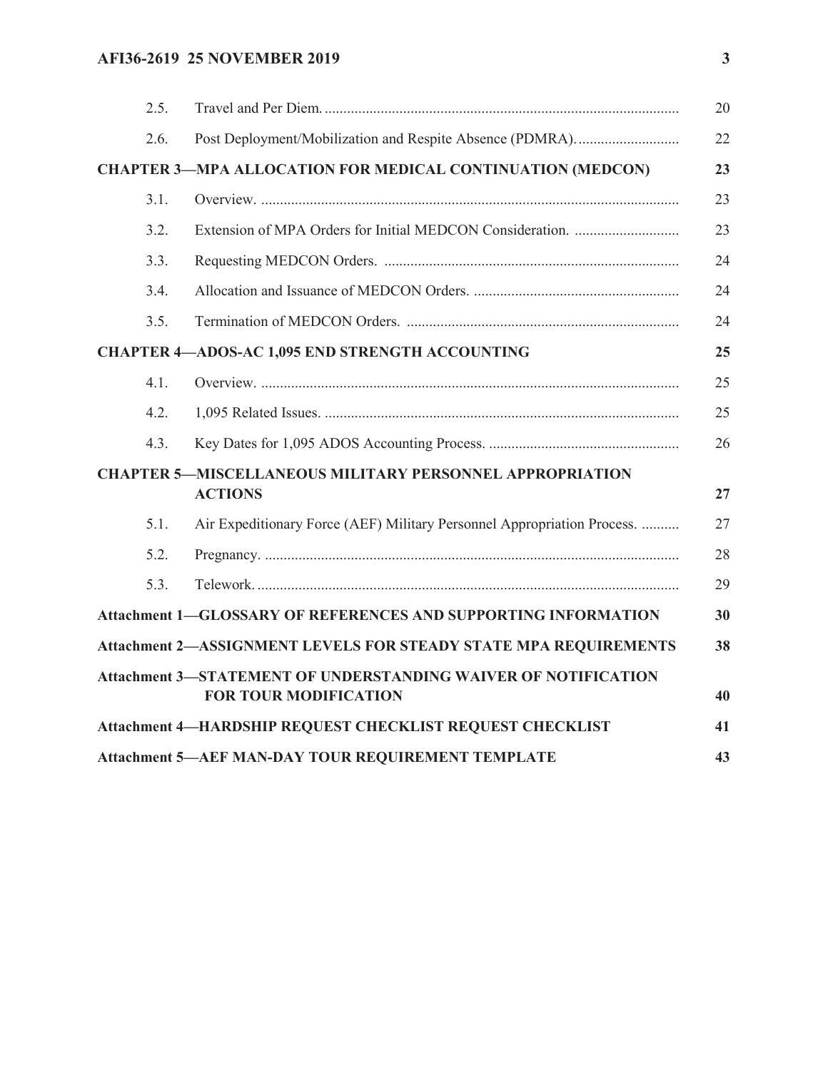| | | |
|---|---|---|
| 2.5. | Travel and Per Diem. | 20 |
| 2.6. | Post Deployment/Mobilization and Respite Absence (PDMRA). | 22 |
| **CHAPTER 3—MPA ALLOCATION FOR MEDICAL CONTINUATION (MEDCON)** | | **23** |
| 3.1. | Overview. | 23 |
| 3.2. | Extension of MPA Orders for Initial MEDCON Consideration. | 23 |
| 3.3. | Requesting MEDCON Orders. | 24 |
| 3.4. | Allocation and Issuance of MEDCON Orders. | 24 |
| 3.5. | Termination of MEDCON Orders. | 24 |
| **CHAPTER 4—ADOS-AC 1,095 END STRENGTH ACCOUNTING** | | **25** |
| 4.1. | Overview. | 25 |
| 4.2. | 1,095 Related Issues. | 25 |
| 4.3. | Key Dates for 1,095 ADOS Accounting Process. | 26 |
| **CHAPTER 5—MISCELLANEOUS MILITARY PERSONNEL APPROPRIATION ACTIONS** | | **27** |
| 5.1. | Air Expeditionary Force (AEF) Military Personnel Appropriation Process. | 27 |
| 5.2. | Pregnancy. | 28 |
| 5.3. | Telework. | 29 |
| **Attachment 1—GLOSSARY OF REFERENCES AND SUPPORTING INFORMATION** | | **30** |
| **Attachment 2—ASSIGNMENT LEVELS FOR STEADY STATE MPA REQUIREMENTS** | | **38** |
| **Attachment 3—STATEMENT OF UNDERSTANDING WAIVER OF NOTIFICATION FOR TOUR MODIFICATION** | | **40** |
| **Attachment 4—HARDSHIP REQUEST CHECKLIST REQUEST CHECKLIST** | | **41** |
| **Attachment 5—AEF MAN-DAY TOUR REQUIREMENT TEMPLATE** | | **43** |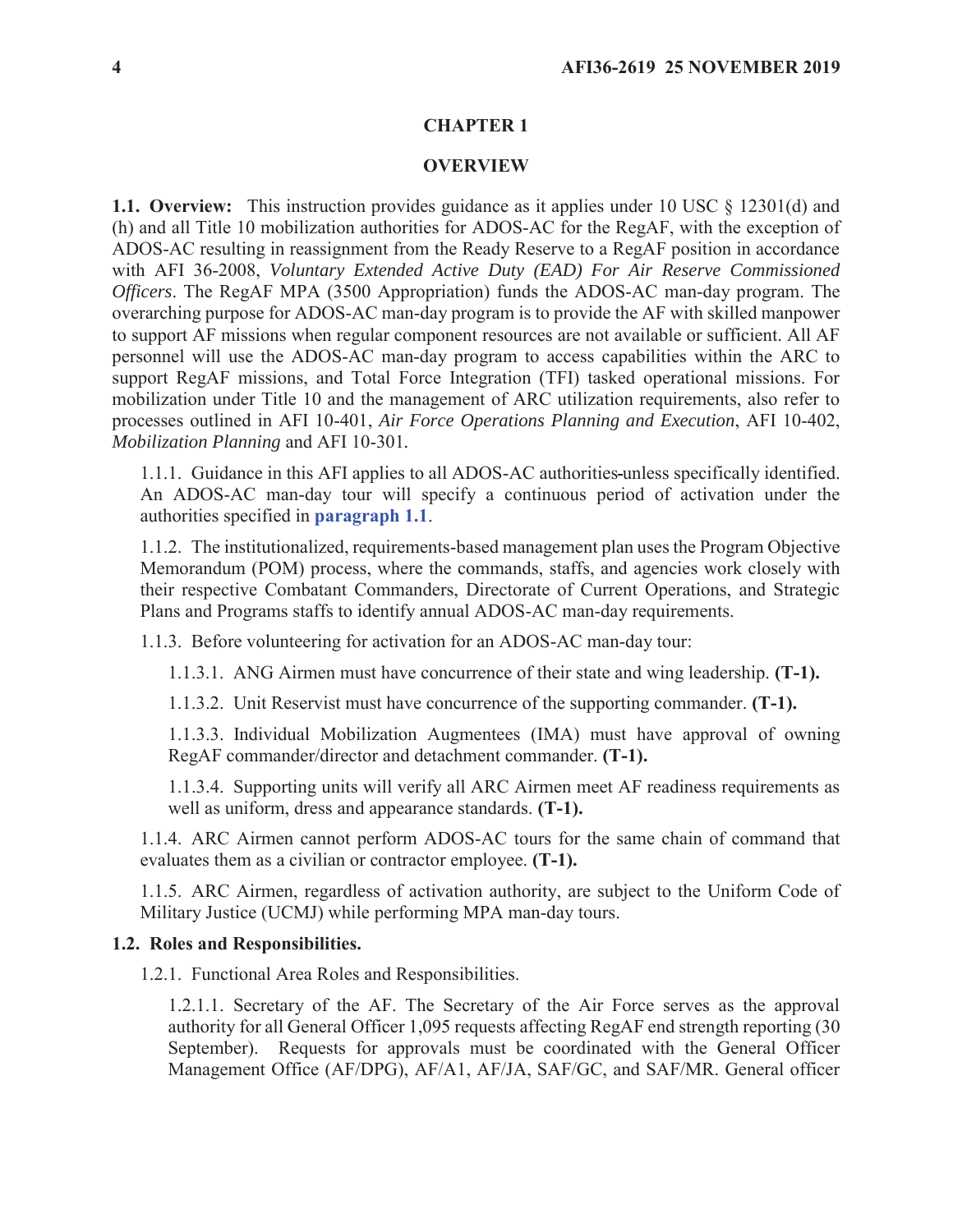## CHAPTER 1

## OVERVIEW

**1.1. Overview:** This instruction provides guidance as it applies under 10 USC § 12301(d) and (h) and all Title 10 mobilization authorities for ADOS-AC for the RegAF, with the exception of ADOS-AC resulting in reassignment from the Ready Reserve to a RegAF position in accordance with AFI 36-2008, *Voluntary Extended Active Duty (EAD) For Air Reserve Commissioned Officers*. The RegAF MPA (3500 Appropriation) funds the ADOS-AC man-day program. The overarching purpose for ADOS-AC man-day program is to provide the AF with skilled manpower to support AF missions when regular component resources are not available or sufficient. All AF personnel will use the ADOS-AC man-day program to access capabilities within the ARC to support RegAF missions, and Total Force Integration (TFI) tasked operational missions. For mobilization under Title 10 and the management of ARC utilization requirements, also refer to processes outlined in AFI 10-401, *Air Force Operations Planning and Execution*, AFI 10-402, *Mobilization Planning* and AFI 10-301.

1.1.1. Guidance in this AFI applies to all ADOS-AC authorities-unless specifically identified. An ADOS-AC man-day tour will specify a continuous period of activation under the authorities specified in **paragraph 1.1**.

1.1.2. The institutionalized, requirements-based management plan uses the Program Objective Memorandum (POM) process, where the commands, staffs, and agencies work closely with their respective Combatant Commanders, Directorate of Current Operations, and Strategic Plans and Programs staffs to identify annual ADOS-AC man-day requirements.

1.1.3. Before volunteering for activation for an ADOS-AC man-day tour:

1.1.3.1. ANG Airmen must have concurrence of their state and wing leadership. **(T-1).**

1.1.3.2. Unit Reservist must have concurrence of the supporting commander. **(T-1).**

1.1.3.3. Individual Mobilization Augmentees (IMA) must have approval of owning RegAF commander/director and detachment commander. **(T-1).**

1.1.3.4. Supporting units will verify all ARC Airmen meet AF readiness requirements as well as uniform, dress and appearance standards. **(T-1).**

1.1.4. ARC Airmen cannot perform ADOS-AC tours for the same chain of command that evaluates them as a civilian or contractor employee. **(T-1).**

1.1.5. ARC Airmen, regardless of activation authority, are subject to the Uniform Code of Military Justice (UCMJ) while performing MPA man-day tours.

**1.2. Roles and Responsibilities.**

1.2.1. Functional Area Roles and Responsibilities.

1.2.1.1. Secretary of the AF. The Secretary of the Air Force serves as the approval authority for all General Officer 1,095 requests affecting RegAF end strength reporting (30 September). Requests for approvals must be coordinated with the General Officer Management Office (AF/DPG), AF/A1, AF/JA, SAF/GC, and SAF/MR. General officer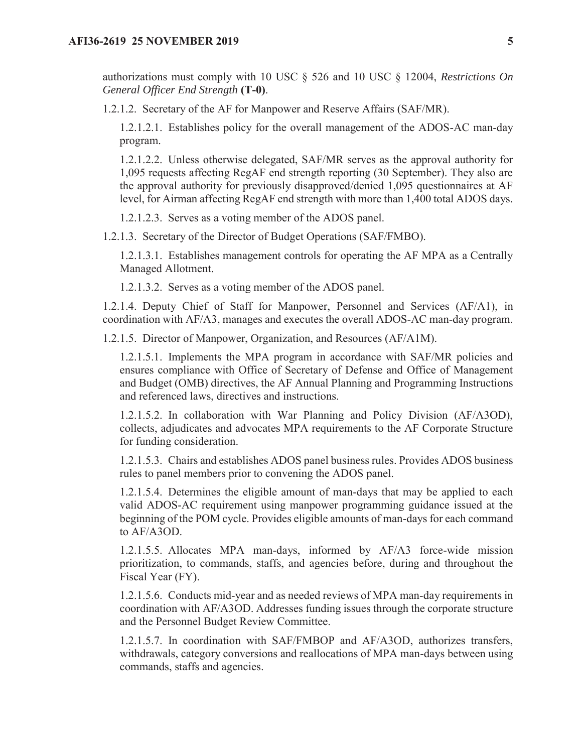authorizations must comply with 10 USC § 526 and 10 USC § 12004, *Restrictions On General Officer End Strength* **(T-0)**.

1.2.1.2. Secretary of the AF for Manpower and Reserve Affairs (SAF/MR).

1.2.1.2.1. Establishes policy for the overall management of the ADOS-AC man-day program.

1.2.1.2.2. Unless otherwise delegated, SAF/MR serves as the approval authority for 1,095 requests affecting RegAF end strength reporting (30 September). They also are the approval authority for previously disapproved/denied 1,095 questionnaires at AF level, for Airman affecting RegAF end strength with more than 1,400 total ADOS days.

1.2.1.2.3. Serves as a voting member of the ADOS panel.

1.2.1.3. Secretary of the Director of Budget Operations (SAF/FMBO).

1.2.1.3.1. Establishes management controls for operating the AF MPA as a Centrally Managed Allotment.

1.2.1.3.2. Serves as a voting member of the ADOS panel.

1.2.1.4. Deputy Chief of Staff for Manpower, Personnel and Services (AF/A1), in coordination with AF/A3, manages and executes the overall ADOS-AC man-day program.

1.2.1.5. Director of Manpower, Organization, and Resources (AF/A1M).

1.2.1.5.1. Implements the MPA program in accordance with SAF/MR policies and ensures compliance with Office of Secretary of Defense and Office of Management and Budget (OMB) directives, the AF Annual Planning and Programming Instructions and referenced laws, directives and instructions.

1.2.1.5.2. In collaboration with War Planning and Policy Division (AF/A3OD), collects, adjudicates and advocates MPA requirements to the AF Corporate Structure for funding consideration.

1.2.1.5.3. Chairs and establishes ADOS panel business rules. Provides ADOS business rules to panel members prior to convening the ADOS panel.

1.2.1.5.4. Determines the eligible amount of man-days that may be applied to each valid ADOS-AC requirement using manpower programming guidance issued at the beginning of the POM cycle. Provides eligible amounts of man-days for each command to AF/A3OD.

1.2.1.5.5. Allocates MPA man-days, informed by AF/A3 force-wide mission prioritization, to commands, staffs, and agencies before, during and throughout the Fiscal Year (FY).

1.2.1.5.6. Conducts mid-year and as needed reviews of MPA man-day requirements in coordination with AF/A3OD. Addresses funding issues through the corporate structure and the Personnel Budget Review Committee.

1.2.1.5.7. In coordination with SAF/FMBOP and AF/A3OD, authorizes transfers, withdrawals, category conversions and reallocations of MPA man-days between using commands, staffs and agencies.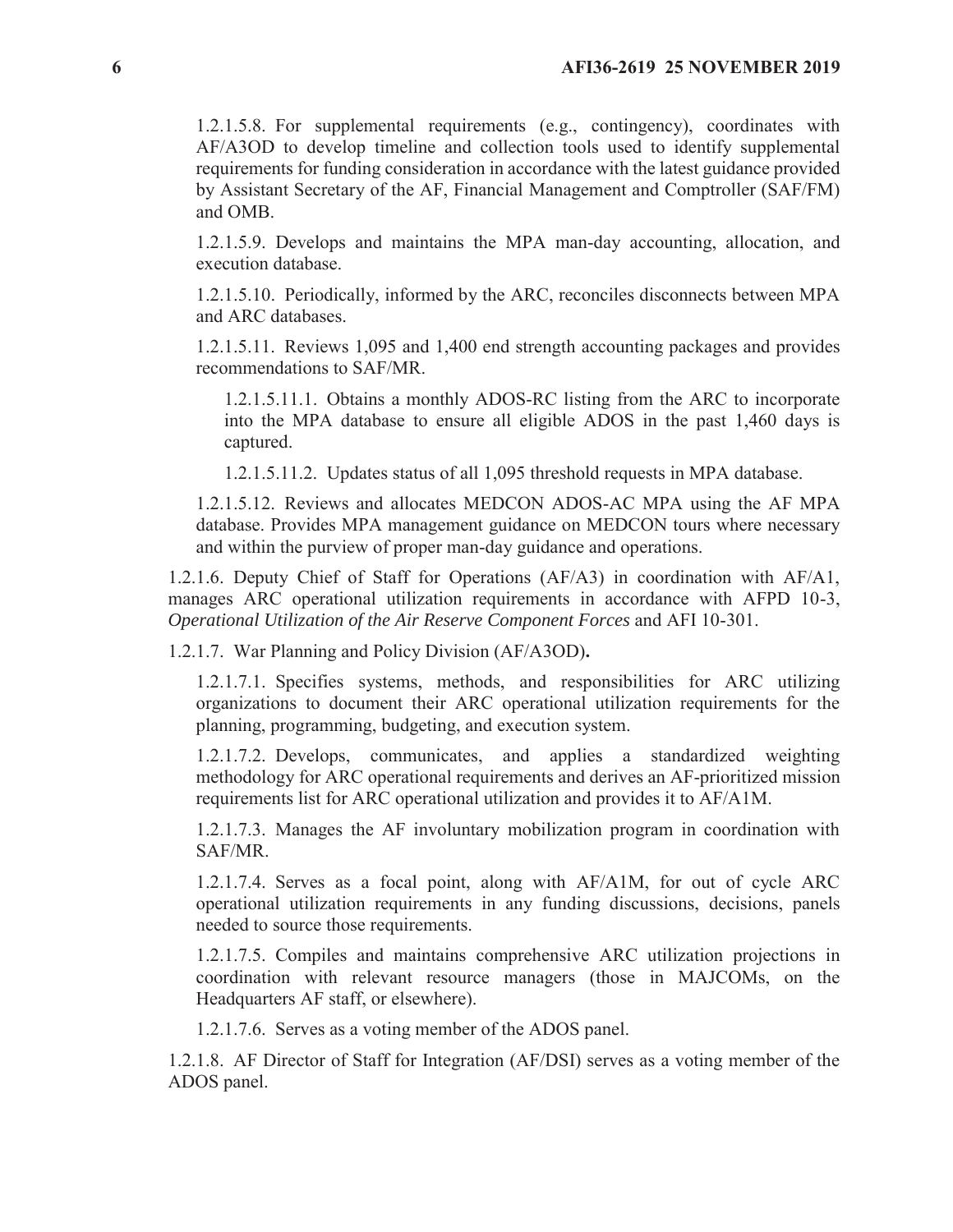1.2.1.5.8. For supplemental requirements (e.g., contingency), coordinates with AF/A3OD to develop timeline and collection tools used to identify supplemental requirements for funding consideration in accordance with the latest guidance provided by Assistant Secretary of the AF, Financial Management and Comptroller (SAF/FM) and OMB.

1.2.1.5.9. Develops and maintains the MPA man-day accounting, allocation, and execution database.

1.2.1.5.10. Periodically, informed by the ARC, reconciles disconnects between MPA and ARC databases.

1.2.1.5.11. Reviews 1,095 and 1,400 end strength accounting packages and provides recommendations to SAF/MR.

1.2.1.5.11.1. Obtains a monthly ADOS-RC listing from the ARC to incorporate into the MPA database to ensure all eligible ADOS in the past 1,460 days is captured.

1.2.1.5.11.2. Updates status of all 1,095 threshold requests in MPA database.

1.2.1.5.12. Reviews and allocates MEDCON ADOS-AC MPA using the AF MPA database. Provides MPA management guidance on MEDCON tours where necessary and within the purview of proper man-day guidance and operations.

1.2.1.6. Deputy Chief of Staff for Operations (AF/A3) in coordination with AF/A1, manages ARC operational utilization requirements in accordance with AFPD 10-3, *Operational Utilization of the Air Reserve Component Forces* and AFI 10-301.

1.2.1.7. War Planning and Policy Division (AF/A3OD)**.**

1.2.1.7.1. Specifies systems, methods, and responsibilities for ARC utilizing organizations to document their ARC operational utilization requirements for the planning, programming, budgeting, and execution system.

1.2.1.7.2. Develops, communicates, and applies a standardized weighting methodology for ARC operational requirements and derives an AF-prioritized mission requirements list for ARC operational utilization and provides it to AF/A1M.

1.2.1.7.3. Manages the AF involuntary mobilization program in coordination with SAF/MR.

1.2.1.7.4. Serves as a focal point, along with AF/A1M, for out of cycle ARC operational utilization requirements in any funding discussions, decisions, panels needed to source those requirements.

1.2.1.7.5. Compiles and maintains comprehensive ARC utilization projections in coordination with relevant resource managers (those in MAJCOMs, on the Headquarters AF staff, or elsewhere).

1.2.1.7.6. Serves as a voting member of the ADOS panel.

1.2.1.8. AF Director of Staff for Integration (AF/DSI) serves as a voting member of the ADOS panel.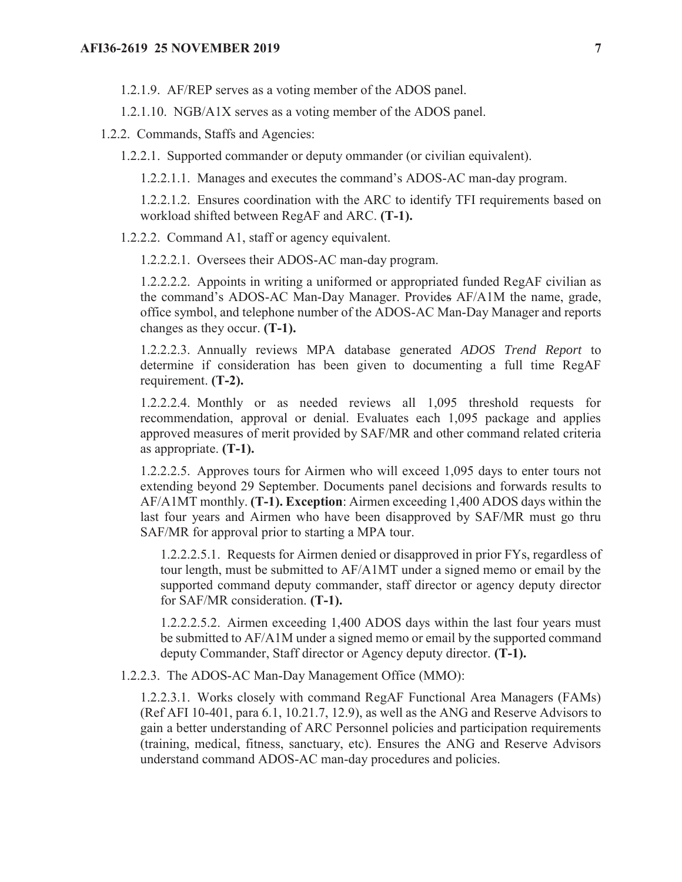1.2.1.9. AF/REP serves as a voting member of the ADOS panel.

1.2.1.10. NGB/A1X serves as a voting member of the ADOS panel.

1.2.2. Commands, Staffs and Agencies:

1.2.2.1. Supported commander or deputy ommander (or civilian equivalent).

1.2.2.1.1. Manages and executes the command's ADOS-AC man-day program.

1.2.2.1.2. Ensures coordination with the ARC to identify TFI requirements based on workload shifted between RegAF and ARC. **(T-1).**

1.2.2.2. Command A1, staff or agency equivalent.

1.2.2.2.1. Oversees their ADOS-AC man-day program.

1.2.2.2.2. Appoints in writing a uniformed or appropriated funded RegAF civilian as the command's ADOS-AC Man-Day Manager. Provides AF/A1M the name, grade, office symbol, and telephone number of the ADOS-AC Man-Day Manager and reports changes as they occur. **(T-1).**

1.2.2.2.3. Annually reviews MPA database generated *ADOS Trend Report* to determine if consideration has been given to documenting a full time RegAF requirement. **(T-2).**

1.2.2.2.4. Monthly or as needed reviews all 1,095 threshold requests for recommendation, approval or denial. Evaluates each 1,095 package and applies approved measures of merit provided by SAF/MR and other command related criteria as appropriate. **(T-1).**

1.2.2.2.5. Approves tours for Airmen who will exceed 1,095 days to enter tours not extending beyond 29 September. Documents panel decisions and forwards results to AF/A1MT monthly. **(T-1). Exception**: Airmen exceeding 1,400 ADOS days within the last four years and Airmen who have been disapproved by SAF/MR must go thru SAF/MR for approval prior to starting a MPA tour.

1.2.2.2.5.1. Requests for Airmen denied or disapproved in prior FYs, regardless of tour length, must be submitted to AF/A1MT under a signed memo or email by the supported command deputy commander, staff director or agency deputy director for SAF/MR consideration. **(T-1).**

1.2.2.2.5.2. Airmen exceeding 1,400 ADOS days within the last four years must be submitted to AF/A1M under a signed memo or email by the supported command deputy Commander, Staff director or Agency deputy director. **(T-1).**

1.2.2.3. The ADOS-AC Man-Day Management Office (MMO):

1.2.2.3.1. Works closely with command RegAF Functional Area Managers (FAMs) (Ref AFI 10-401, para 6.1, 10.21.7, 12.9), as well as the ANG and Reserve Advisors to gain a better understanding of ARC Personnel policies and participation requirements (training, medical, fitness, sanctuary, etc). Ensures the ANG and Reserve Advisors understand command ADOS-AC man-day procedures and policies.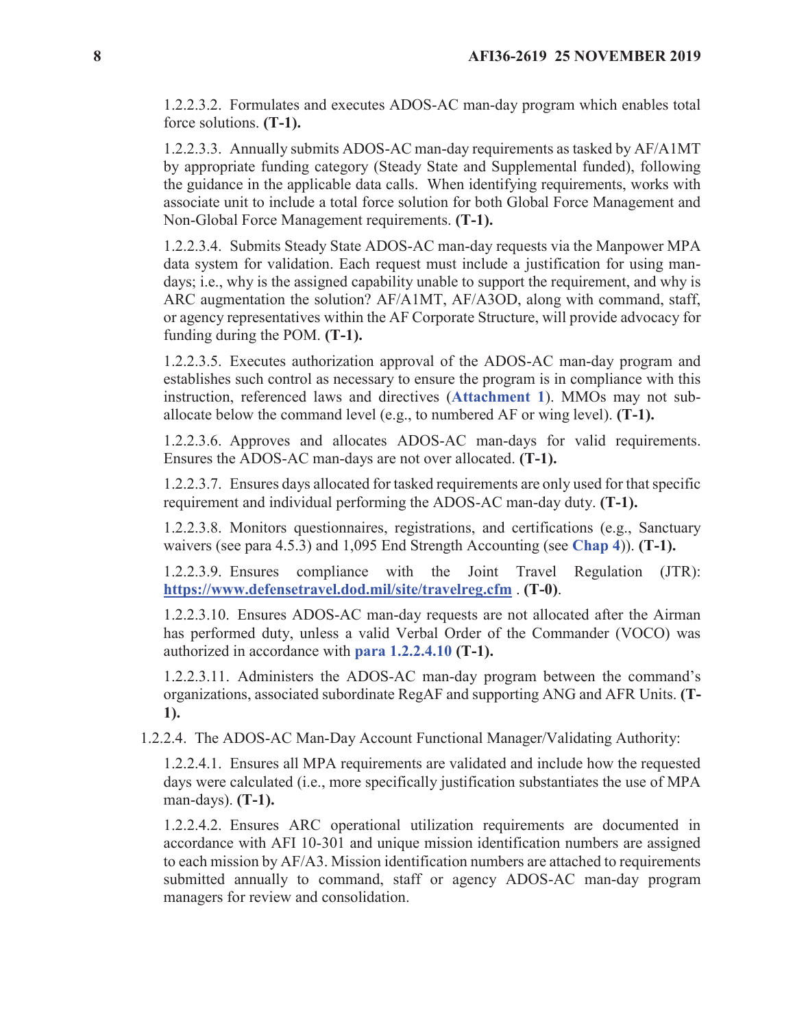1.2.2.3.2. Formulates and executes ADOS-AC man-day program which enables total force solutions. **(T-1).**

1.2.2.3.3. Annually submits ADOS-AC man-day requirements as tasked by AF/A1MT by appropriate funding category (Steady State and Supplemental funded), following the guidance in the applicable data calls. When identifying requirements, works with associate unit to include a total force solution for both Global Force Management and Non-Global Force Management requirements. **(T-1).**

1.2.2.3.4. Submits Steady State ADOS-AC man-day requests via the Manpower MPA data system for validation. Each request must include a justification for using man-days; i.e., why is the assigned capability unable to support the requirement, and why is ARC augmentation the solution? AF/A1MT, AF/A3OD, along with command, staff, or agency representatives within the AF Corporate Structure, will provide advocacy for funding during the POM. **(T-1).**

1.2.2.3.5. Executes authorization approval of the ADOS-AC man-day program and establishes such control as necessary to ensure the program is in compliance with this instruction, referenced laws and directives (**Attachment 1**). MMOs may not sub-allocate below the command level (e.g., to numbered AF or wing level). **(T-1).**

1.2.2.3.6. Approves and allocates ADOS-AC man-days for valid requirements. Ensures the ADOS-AC man-days are not over allocated. **(T-1).**

1.2.2.3.7. Ensures days allocated for tasked requirements are only used for that specific requirement and individual performing the ADOS-AC man-day duty. **(T-1).**

1.2.2.3.8. Monitors questionnaires, registrations, and certifications (e.g., Sanctuary waivers (see para 4.5.3) and 1,095 End Strength Accounting (see **Chap 4**)). **(T-1).**

1.2.2.3.9. Ensures compliance with the Joint Travel Regulation (JTR): **https://www.defensetravel.dod.mil/site/travelreg.cfm** . **(T-0)**.

1.2.2.3.10. Ensures ADOS-AC man-day requests are not allocated after the Airman has performed duty, unless a valid Verbal Order of the Commander (VOCO) was authorized in accordance with **para 1.2.2.4.10** **(T-1).**

1.2.2.3.11. Administers the ADOS-AC man-day program between the command's organizations, associated subordinate RegAF and supporting ANG and AFR Units. **(T-1).**

1.2.2.4. The ADOS-AC Man-Day Account Functional Manager/Validating Authority:

1.2.2.4.1. Ensures all MPA requirements are validated and include how the requested days were calculated (i.e., more specifically justification substantiates the use of MPA man-days). **(T-1).**

1.2.2.4.2. Ensures ARC operational utilization requirements are documented in accordance with AFI 10-301 and unique mission identification numbers are assigned to each mission by AF/A3. Mission identification numbers are attached to requirements submitted annually to command, staff or agency ADOS-AC man-day program managers for review and consolidation.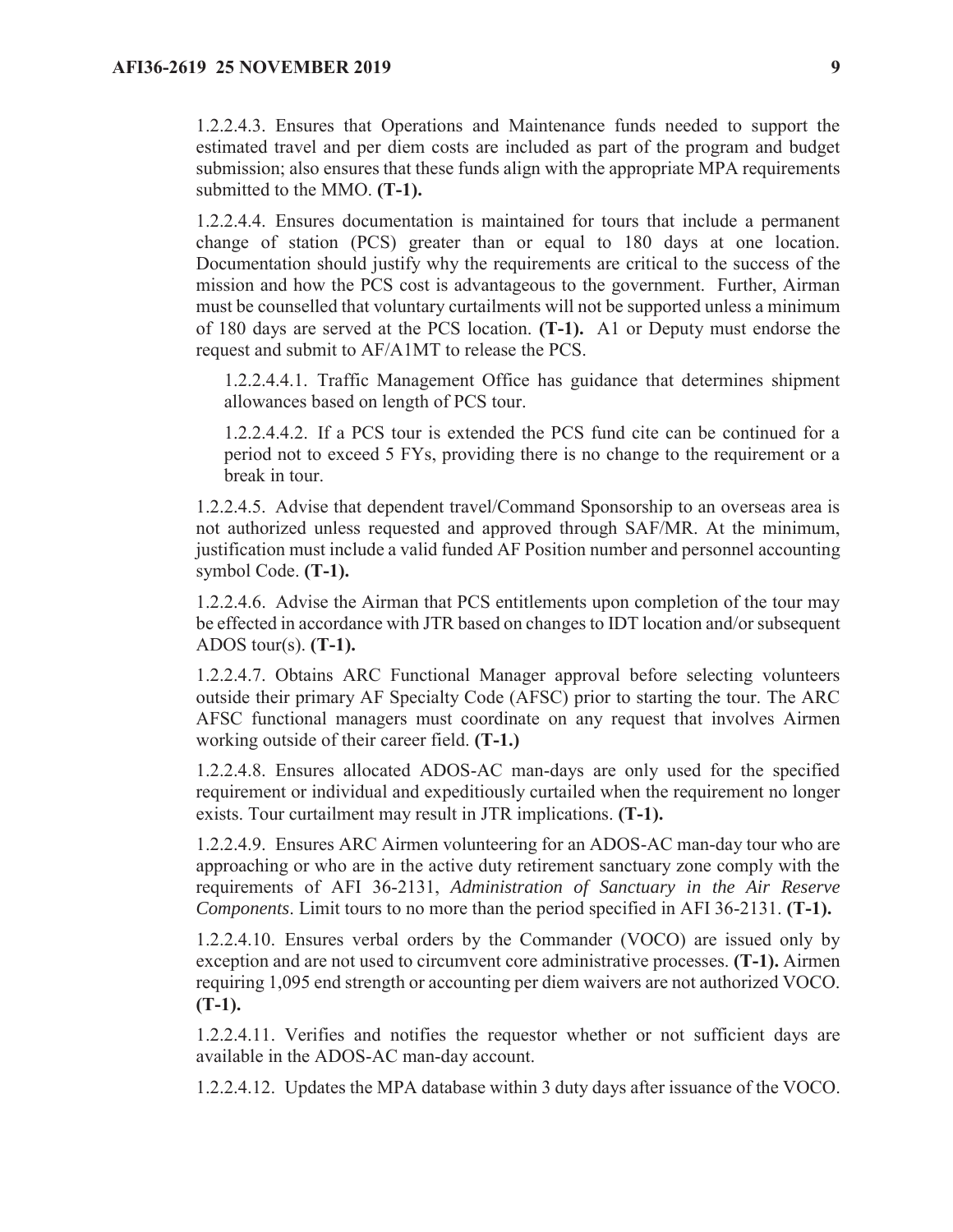1.2.2.4.3. Ensures that Operations and Maintenance funds needed to support the estimated travel and per diem costs are included as part of the program and budget submission; also ensures that these funds align with the appropriate MPA requirements submitted to the MMO. **(T-1).**

1.2.2.4.4. Ensures documentation is maintained for tours that include a permanent change of station (PCS) greater than or equal to 180 days at one location. Documentation should justify why the requirements are critical to the success of the mission and how the PCS cost is advantageous to the government. Further, Airman must be counselled that voluntary curtailments will not be supported unless a minimum of 180 days are served at the PCS location. **(T-1).** A1 or Deputy must endorse the request and submit to AF/A1MT to release the PCS.

1.2.2.4.4.1. Traffic Management Office has guidance that determines shipment allowances based on length of PCS tour.

1.2.2.4.4.2. If a PCS tour is extended the PCS fund cite can be continued for a period not to exceed 5 FYs, providing there is no change to the requirement or a break in tour.

1.2.2.4.5. Advise that dependent travel/Command Sponsorship to an overseas area is not authorized unless requested and approved through SAF/MR. At the minimum, justification must include a valid funded AF Position number and personnel accounting symbol Code. **(T-1).**

1.2.2.4.6. Advise the Airman that PCS entitlements upon completion of the tour may be effected in accordance with JTR based on changes to IDT location and/or subsequent ADOS tour(s). **(T-1).**

1.2.2.4.7. Obtains ARC Functional Manager approval before selecting volunteers outside their primary AF Specialty Code (AFSC) prior to starting the tour. The ARC AFSC functional managers must coordinate on any request that involves Airmen working outside of their career field. **(T-1.)**

1.2.2.4.8. Ensures allocated ADOS-AC man-days are only used for the specified requirement or individual and expeditiously curtailed when the requirement no longer exists. Tour curtailment may result in JTR implications. **(T-1).**

1.2.2.4.9. Ensures ARC Airmen volunteering for an ADOS-AC man-day tour who are approaching or who are in the active duty retirement sanctuary zone comply with the requirements of AFI 36-2131, *Administration of Sanctuary in the Air Reserve Components*. Limit tours to no more than the period specified in AFI 36-2131. **(T-1).**

1.2.2.4.10. Ensures verbal orders by the Commander (VOCO) are issued only by exception and are not used to circumvent core administrative processes. **(T-1).** Airmen requiring 1,095 end strength or accounting per diem waivers are not authorized VOCO. **(T-1).**

1.2.2.4.11. Verifies and notifies the requestor whether or not sufficient days are available in the ADOS-AC man-day account.

1.2.2.4.12. Updates the MPA database within 3 duty days after issuance of the VOCO.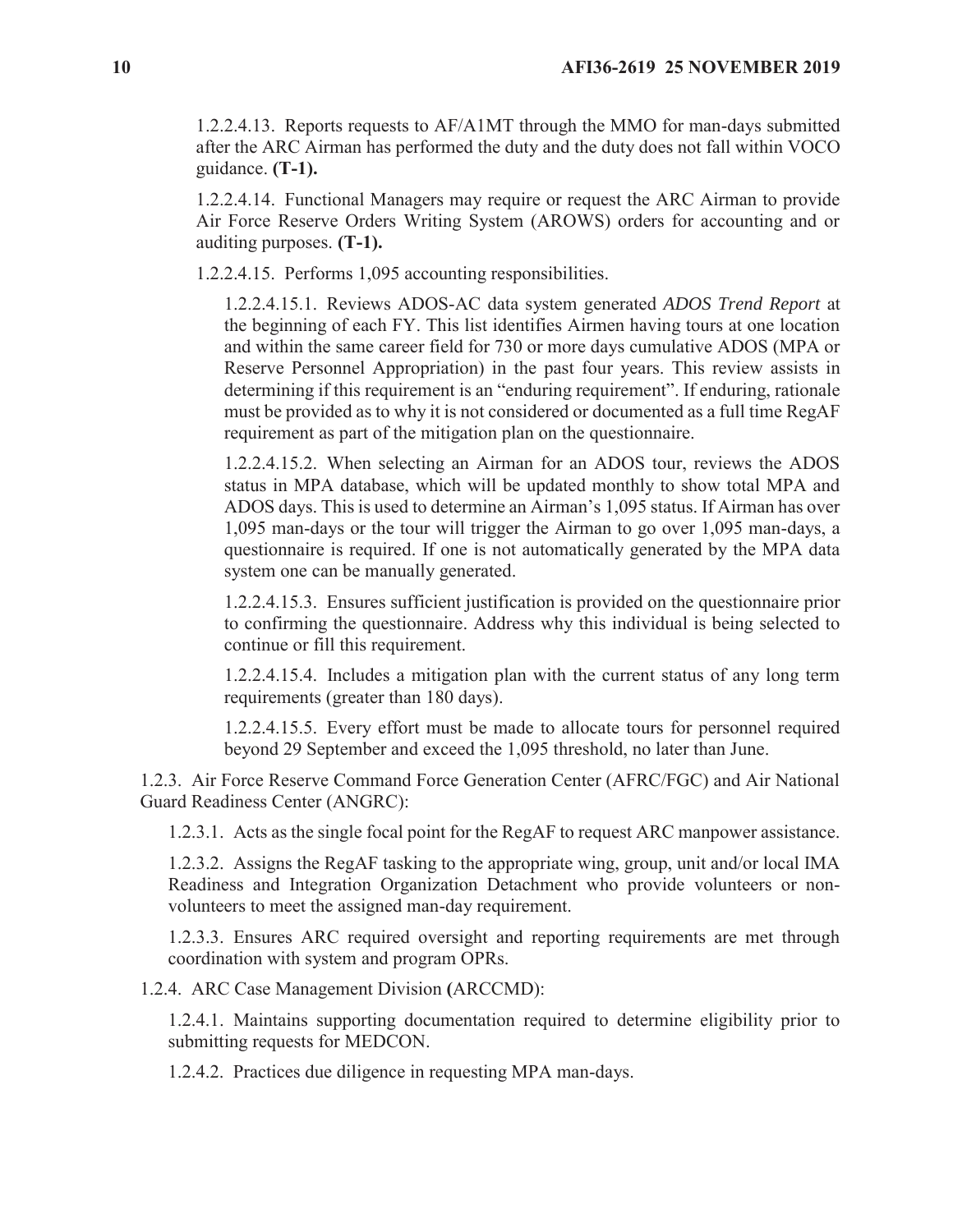1.2.2.4.13. Reports requests to AF/A1MT through the MMO for man-days submitted after the ARC Airman has performed the duty and the duty does not fall within VOCO guidance. **(T-1).**

1.2.2.4.14. Functional Managers may require or request the ARC Airman to provide Air Force Reserve Orders Writing System (AROWS) orders for accounting and or auditing purposes. **(T-1).**

1.2.2.4.15. Performs 1,095 accounting responsibilities.

1.2.2.4.15.1. Reviews ADOS-AC data system generated *ADOS Trend Report* at the beginning of each FY. This list identifies Airmen having tours at one location and within the same career field for 730 or more days cumulative ADOS (MPA or Reserve Personnel Appropriation) in the past four years. This review assists in determining if this requirement is an "enduring requirement". If enduring, rationale must be provided as to why it is not considered or documented as a full time RegAF requirement as part of the mitigation plan on the questionnaire.

1.2.2.4.15.2. When selecting an Airman for an ADOS tour, reviews the ADOS status in MPA database, which will be updated monthly to show total MPA and ADOS days. This is used to determine an Airman's 1,095 status. If Airman has over 1,095 man-days or the tour will trigger the Airman to go over 1,095 man-days, a questionnaire is required. If one is not automatically generated by the MPA data system one can be manually generated.

1.2.2.4.15.3. Ensures sufficient justification is provided on the questionnaire prior to confirming the questionnaire. Address why this individual is being selected to continue or fill this requirement.

1.2.2.4.15.4. Includes a mitigation plan with the current status of any long term requirements (greater than 180 days).

1.2.2.4.15.5. Every effort must be made to allocate tours for personnel required beyond 29 September and exceed the 1,095 threshold, no later than June.

1.2.3. Air Force Reserve Command Force Generation Center (AFRC/FGC) and Air National Guard Readiness Center (ANGRC):

1.2.3.1. Acts as the single focal point for the RegAF to request ARC manpower assistance.

1.2.3.2. Assigns the RegAF tasking to the appropriate wing, group, unit and/or local IMA Readiness and Integration Organization Detachment who provide volunteers or non-volunteers to meet the assigned man-day requirement.

1.2.3.3. Ensures ARC required oversight and reporting requirements are met through coordination with system and program OPRs.

1.2.4. ARC Case Management Division (ARCCMD):

1.2.4.1. Maintains supporting documentation required to determine eligibility prior to submitting requests for MEDCON.

1.2.4.2. Practices due diligence in requesting MPA man-days.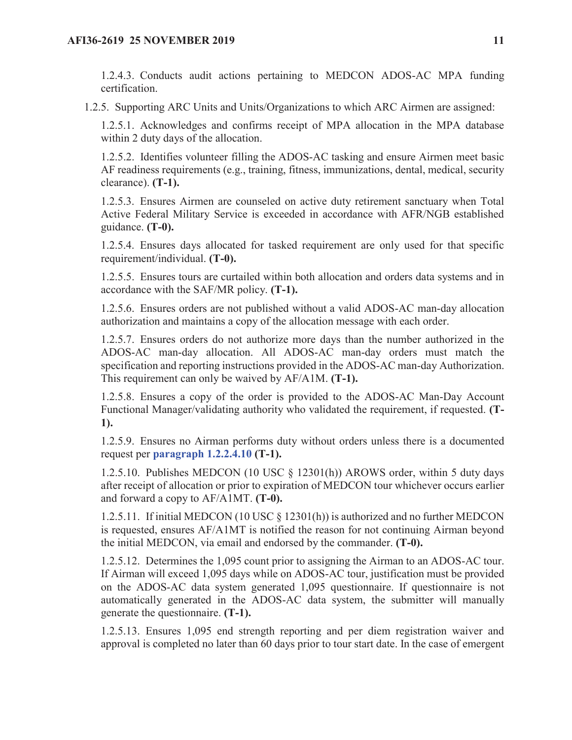1.2.4.3. Conducts audit actions pertaining to MEDCON ADOS-AC MPA funding certification.

1.2.5. Supporting ARC Units and Units/Organizations to which ARC Airmen are assigned:

1.2.5.1. Acknowledges and confirms receipt of MPA allocation in the MPA database within 2 duty days of the allocation.

1.2.5.2. Identifies volunteer filling the ADOS-AC tasking and ensure Airmen meet basic AF readiness requirements (e.g., training, fitness, immunizations, dental, medical, security clearance). **(T-1).**

1.2.5.3. Ensures Airmen are counseled on active duty retirement sanctuary when Total Active Federal Military Service is exceeded in accordance with AFR/NGB established guidance. **(T-0).**

1.2.5.4. Ensures days allocated for tasked requirement are only used for that specific requirement/individual. **(T-0).**

1.2.5.5. Ensures tours are curtailed within both allocation and orders data systems and in accordance with the SAF/MR policy. **(T-1).**

1.2.5.6. Ensures orders are not published without a valid ADOS-AC man-day allocation authorization and maintains a copy of the allocation message with each order.

1.2.5.7. Ensures orders do not authorize more days than the number authorized in the ADOS-AC man-day allocation. All ADOS-AC man-day orders must match the specification and reporting instructions provided in the ADOS-AC man-day Authorization. This requirement can only be waived by AF/A1M. **(T-1).**

1.2.5.8. Ensures a copy of the order is provided to the ADOS-AC Man-Day Account Functional Manager/validating authority who validated the requirement, if requested. **(T-1).**

1.2.5.9. Ensures no Airman performs duty without orders unless there is a documented request per **paragraph 1.2.2.4.10** **(T-1).**

1.2.5.10. Publishes MEDCON (10 USC § 12301(h)) AROWS order, within 5 duty days after receipt of allocation or prior to expiration of MEDCON tour whichever occurs earlier and forward a copy to AF/A1MT. **(T-0).**

1.2.5.11. If initial MEDCON (10 USC § 12301(h)) is authorized and no further MEDCON is requested, ensures AF/A1MT is notified the reason for not continuing Airman beyond the initial MEDCON, via email and endorsed by the commander. **(T-0).**

1.2.5.12. Determines the 1,095 count prior to assigning the Airman to an ADOS-AC tour. If Airman will exceed 1,095 days while on ADOS-AC tour, justification must be provided on the ADOS-AC data system generated 1,095 questionnaire. If questionnaire is not automatically generated in the ADOS-AC data system, the submitter will manually generate the questionnaire. **(T-1).**

1.2.5.13. Ensures 1,095 end strength reporting and per diem registration waiver and approval is completed no later than 60 days prior to tour start date. In the case of emergent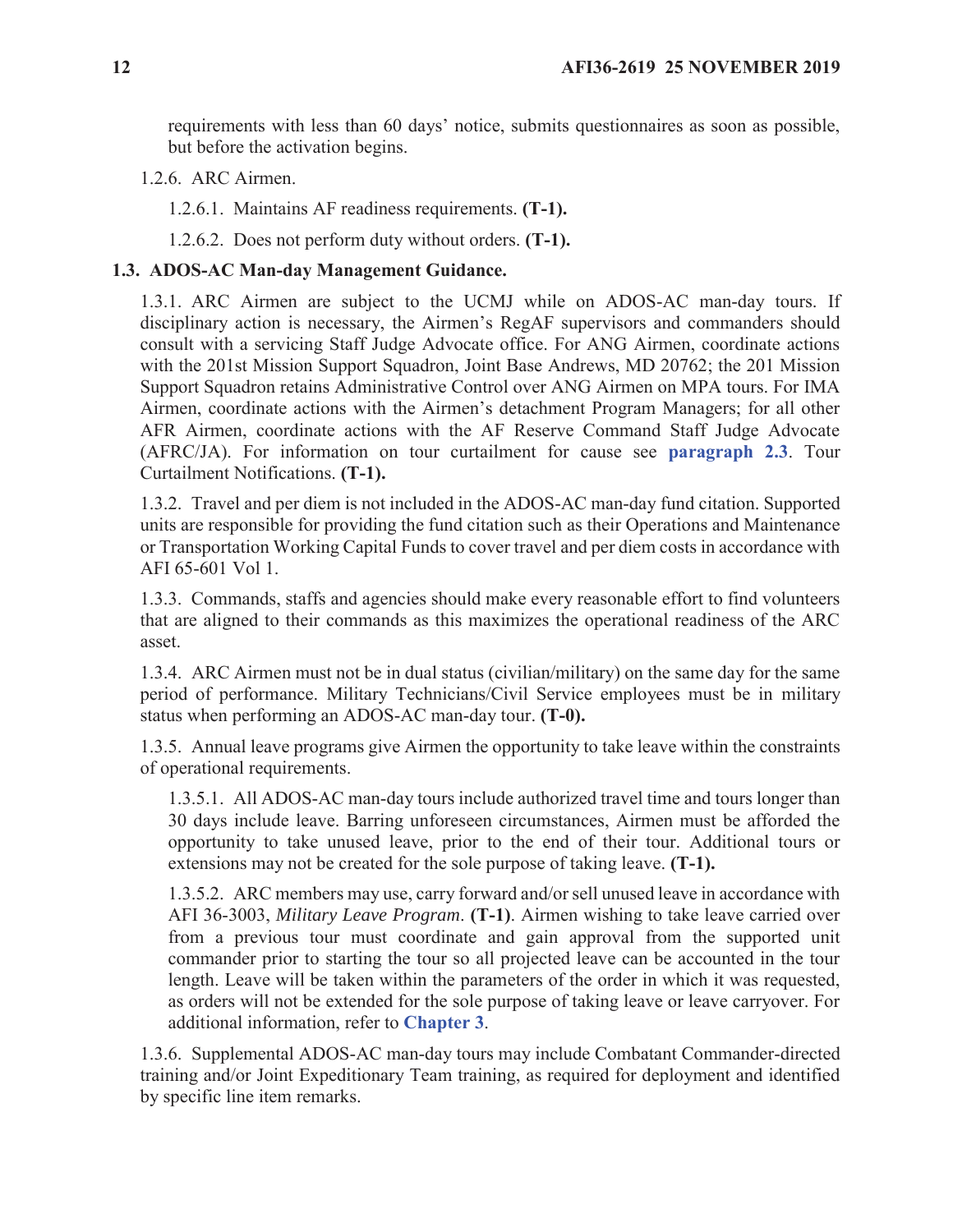requirements with less than 60 days' notice, submits questionnaires as soon as possible, but before the activation begins.

1.2.6. ARC Airmen.

1.2.6.1. Maintains AF readiness requirements. **(T-1).**

1.2.6.2. Does not perform duty without orders. **(T-1).**

## 1.3. ADOS-AC Man-day Management Guidance.

1.3.1. ARC Airmen are subject to the UCMJ while on ADOS-AC man-day tours. If disciplinary action is necessary, the Airmen's RegAF supervisors and commanders should consult with a servicing Staff Judge Advocate office. For ANG Airmen, coordinate actions with the 201st Mission Support Squadron, Joint Base Andrews, MD 20762; the 201 Mission Support Squadron retains Administrative Control over ANG Airmen on MPA tours. For IMA Airmen, coordinate actions with the Airmen's detachment Program Managers; for all other AFR Airmen, coordinate actions with the AF Reserve Command Staff Judge Advocate (AFRC/JA). For information on tour curtailment for cause see **paragraph 2.3**. Tour Curtailment Notifications. **(T-1).**

1.3.2. Travel and per diem is not included in the ADOS-AC man-day fund citation. Supported units are responsible for providing the fund citation such as their Operations and Maintenance or Transportation Working Capital Funds to cover travel and per diem costs in accordance with AFI 65-601 Vol 1.

1.3.3. Commands, staffs and agencies should make every reasonable effort to find volunteers that are aligned to their commands as this maximizes the operational readiness of the ARC asset.

1.3.4. ARC Airmen must not be in dual status (civilian/military) on the same day for the same period of performance. Military Technicians/Civil Service employees must be in military status when performing an ADOS-AC man-day tour. **(T-0).**

1.3.5. Annual leave programs give Airmen the opportunity to take leave within the constraints of operational requirements.

1.3.5.1. All ADOS-AC man-day tours include authorized travel time and tours longer than 30 days include leave. Barring unforeseen circumstances, Airmen must be afforded the opportunity to take unused leave, prior to the end of their tour. Additional tours or extensions may not be created for the sole purpose of taking leave. **(T-1).**

1.3.5.2. ARC members may use, carry forward and/or sell unused leave in accordance with AFI 36-3003, *Military Leave Program*. **(T-1)**. Airmen wishing to take leave carried over from a previous tour must coordinate and gain approval from the supported unit commander prior to starting the tour so all projected leave can be accounted in the tour length. Leave will be taken within the parameters of the order in which it was requested, as orders will not be extended for the sole purpose of taking leave or leave carryover. For additional information, refer to **Chapter 3**.

1.3.6. Supplemental ADOS-AC man-day tours may include Combatant Commander-directed training and/or Joint Expeditionary Team training, as required for deployment and identified by specific line item remarks.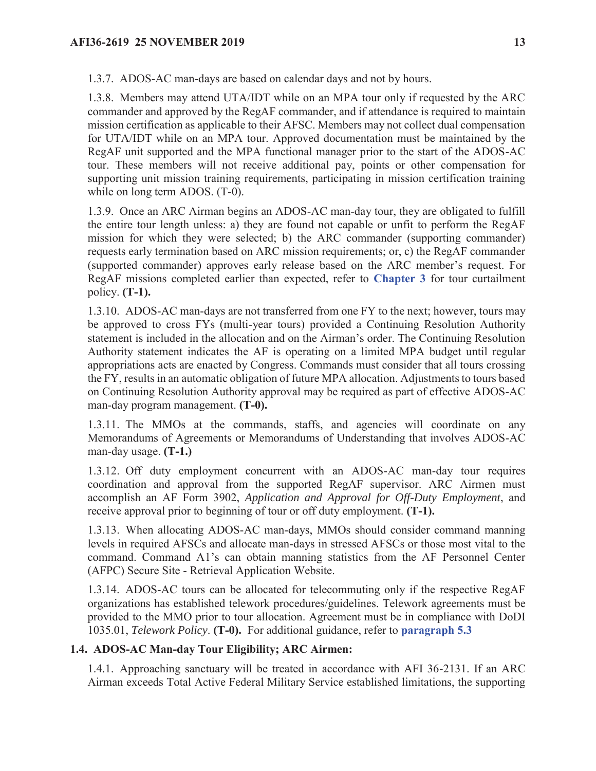1.3.7. ADOS-AC man-days are based on calendar days and not by hours.

1.3.8. Members may attend UTA/IDT while on an MPA tour only if requested by the ARC commander and approved by the RegAF commander, and if attendance is required to maintain mission certification as applicable to their AFSC. Members may not collect dual compensation for UTA/IDT while on an MPA tour. Approved documentation must be maintained by the RegAF unit supported and the MPA functional manager prior to the start of the ADOS-AC tour. These members will not receive additional pay, points or other compensation for supporting unit mission training requirements, participating in mission certification training while on long term ADOS. (T-0).

1.3.9. Once an ARC Airman begins an ADOS-AC man-day tour, they are obligated to fulfill the entire tour length unless: a) they are found not capable or unfit to perform the RegAF mission for which they were selected; b) the ARC commander (supporting commander) requests early termination based on ARC mission requirements; or, c) the RegAF commander (supported commander) approves early release based on the ARC member's request. For RegAF missions completed earlier than expected, refer to **Chapter 3** for tour curtailment policy. **(T-1).**

1.3.10. ADOS-AC man-days are not transferred from one FY to the next; however, tours may be approved to cross FYs (multi-year tours) provided a Continuing Resolution Authority statement is included in the allocation and on the Airman's order. The Continuing Resolution Authority statement indicates the AF is operating on a limited MPA budget until regular appropriations acts are enacted by Congress. Commands must consider that all tours crossing the FY, results in an automatic obligation of future MPA allocation. Adjustments to tours based on Continuing Resolution Authority approval may be required as part of effective ADOS-AC man-day program management. **(T-0).**

1.3.11. The MMOs at the commands, staffs, and agencies will coordinate on any Memorandums of Agreements or Memorandums of Understanding that involves ADOS-AC man-day usage. **(T-1.)**

1.3.12. Off duty employment concurrent with an ADOS-AC man-day tour requires coordination and approval from the supported RegAF supervisor. ARC Airmen must accomplish an AF Form 3902, *Application and Approval for Off-Duty Employment*, and receive approval prior to beginning of tour or off duty employment. **(T-1).**

1.3.13. When allocating ADOS-AC man-days, MMOs should consider command manning levels in required AFSCs and allocate man-days in stressed AFSCs or those most vital to the command. Command A1's can obtain manning statistics from the AF Personnel Center (AFPC) Secure Site - Retrieval Application Website.

1.3.14. ADOS-AC tours can be allocated for telecommuting only if the respective RegAF organizations has established telework procedures/guidelines. Telework agreements must be provided to the MMO prior to tour allocation. Agreement must be in compliance with DoDI 1035.01, *Telework Policy*. **(T-0).** For additional guidance, refer to **paragraph 5.3**

**1.4. ADOS-AC Man-day Tour Eligibility; ARC Airmen:**

1.4.1. Approaching sanctuary will be treated in accordance with AFI 36-2131. If an ARC Airman exceeds Total Active Federal Military Service established limitations, the supporting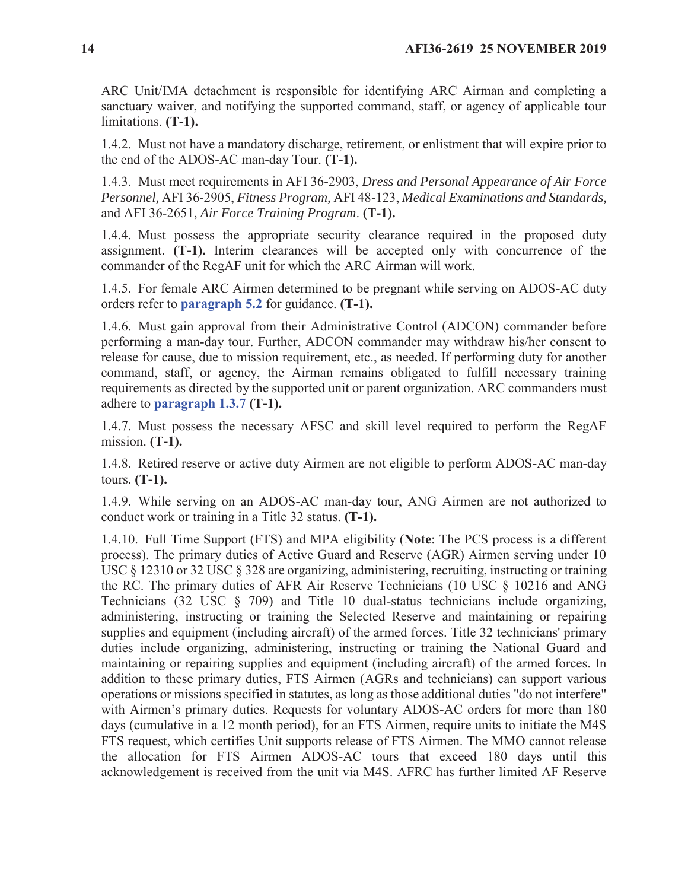ARC Unit/IMA detachment is responsible for identifying ARC Airman and completing a sanctuary waiver, and notifying the supported command, staff, or agency of applicable tour limitations. **(T-1).**

1.4.2. Must not have a mandatory discharge, retirement, or enlistment that will expire prior to the end of the ADOS-AC man-day Tour. **(T-1).**

1.4.3. Must meet requirements in AFI 36-2903, *Dress and Personal Appearance of Air Force Personnel,* AFI 36-2905, *Fitness Program,* AFI 48-123, *Medical Examinations and Standards,* and AFI 36-2651, *Air Force Training Program*. **(T-1).**

1.4.4. Must possess the appropriate security clearance required in the proposed duty assignment. **(T-1).** Interim clearances will be accepted only with concurrence of the commander of the RegAF unit for which the ARC Airman will work.

1.4.5. For female ARC Airmen determined to be pregnant while serving on ADOS-AC duty orders refer to **paragraph 5.2** for guidance. **(T-1).**

1.4.6. Must gain approval from their Administrative Control (ADCON) commander before performing a man-day tour. Further, ADCON commander may withdraw his/her consent to release for cause, due to mission requirement, etc., as needed. If performing duty for another command, staff, or agency, the Airman remains obligated to fulfill necessary training requirements as directed by the supported unit or parent organization. ARC commanders must adhere to **paragraph 1.3.7** **(T-1).**

1.4.7. Must possess the necessary AFSC and skill level required to perform the RegAF mission. **(T-1).**

1.4.8. Retired reserve or active duty Airmen are not eligible to perform ADOS-AC man-day tours. **(T-1).**

1.4.9. While serving on an ADOS-AC man-day tour, ANG Airmen are not authorized to conduct work or training in a Title 32 status. **(T-1).**

1.4.10. Full Time Support (FTS) and MPA eligibility (**Note**: The PCS process is a different process). The primary duties of Active Guard and Reserve (AGR) Airmen serving under 10 USC § 12310 or 32 USC § 328 are organizing, administering, recruiting, instructing or training the RC. The primary duties of AFR Air Reserve Technicians (10 USC § 10216 and ANG Technicians (32 USC § 709) and Title 10 dual-status technicians include organizing, administering, instructing or training the Selected Reserve and maintaining or repairing supplies and equipment (including aircraft) of the armed forces. Title 32 technicians' primary duties include organizing, administering, instructing or training the National Guard and maintaining or repairing supplies and equipment (including aircraft) of the armed forces. In addition to these primary duties, FTS Airmen (AGRs and technicians) can support various operations or missions specified in statutes, as long as those additional duties "do not interfere" with Airmen's primary duties. Requests for voluntary ADOS-AC orders for more than 180 days (cumulative in a 12 month period), for an FTS Airmen, require units to initiate the M4S FTS request, which certifies Unit supports release of FTS Airmen. The MMO cannot release the allocation for FTS Airmen ADOS-AC tours that exceed 180 days until this acknowledgement is received from the unit via M4S. AFRC has further limited AF Reserve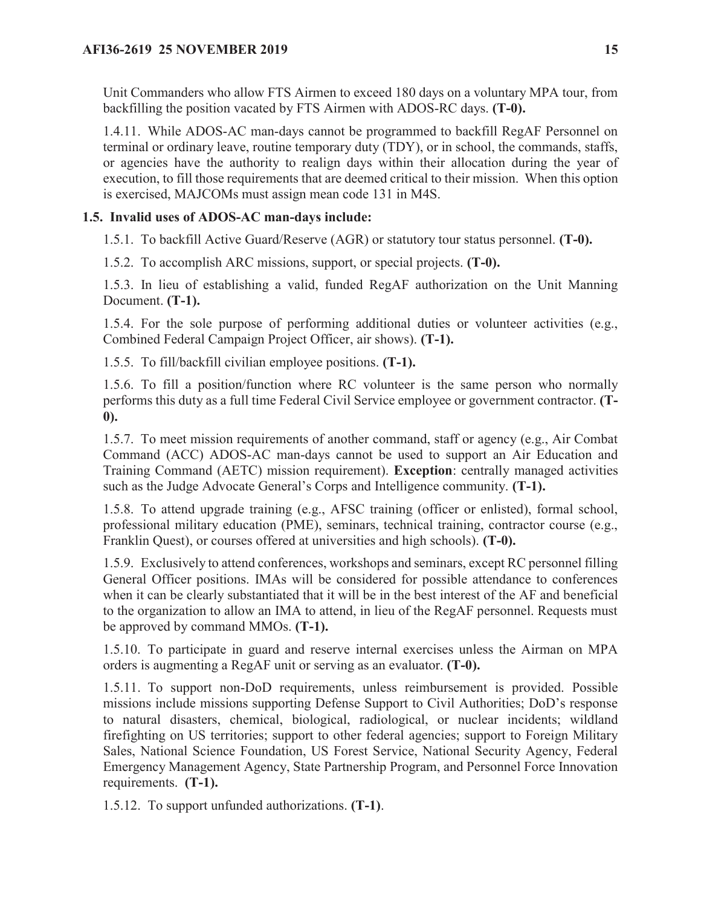Unit Commanders who allow FTS Airmen to exceed 180 days on a voluntary MPA tour, from backfilling the position vacated by FTS Airmen with ADOS-RC days. **(T-0).**

1.4.11. While ADOS-AC man-days cannot be programmed to backfill RegAF Personnel on terminal or ordinary leave, routine temporary duty (TDY), or in school, the commands, staffs, or agencies have the authority to realign days within their allocation during the year of execution, to fill those requirements that are deemed critical to their mission. When this option is exercised, MAJCOMs must assign mean code 131 in M4S.

**1.5. Invalid uses of ADOS-AC man-days include:**

1.5.1. To backfill Active Guard/Reserve (AGR) or statutory tour status personnel. **(T-0).**

1.5.2. To accomplish ARC missions, support, or special projects. **(T-0).**

1.5.3. In lieu of establishing a valid, funded RegAF authorization on the Unit Manning Document. **(T-1).**

1.5.4. For the sole purpose of performing additional duties or volunteer activities (e.g., Combined Federal Campaign Project Officer, air shows). **(T-1).**

1.5.5. To fill/backfill civilian employee positions. **(T-1).**

1.5.6. To fill a position/function where RC volunteer is the same person who normally performs this duty as a full time Federal Civil Service employee or government contractor. **(T-0).**

1.5.7. To meet mission requirements of another command, staff or agency (e.g., Air Combat Command (ACC) ADOS-AC man-days cannot be used to support an Air Education and Training Command (AETC) mission requirement). **Exception**: centrally managed activities such as the Judge Advocate General's Corps and Intelligence community. **(T-1).**

1.5.8. To attend upgrade training (e.g., AFSC training (officer or enlisted), formal school, professional military education (PME), seminars, technical training, contractor course (e.g., Franklin Quest), or courses offered at universities and high schools). **(T-0).**

1.5.9. Exclusively to attend conferences, workshops and seminars, except RC personnel filling General Officer positions. IMAs will be considered for possible attendance to conferences when it can be clearly substantiated that it will be in the best interest of the AF and beneficial to the organization to allow an IMA to attend, in lieu of the RegAF personnel. Requests must be approved by command MMOs. **(T-1).**

1.5.10. To participate in guard and reserve internal exercises unless the Airman on MPA orders is augmenting a RegAF unit or serving as an evaluator. **(T-0).**

1.5.11. To support non-DoD requirements, unless reimbursement is provided. Possible missions include missions supporting Defense Support to Civil Authorities; DoD's response to natural disasters, chemical, biological, radiological, or nuclear incidents; wildland firefighting on US territories; support to other federal agencies; support to Foreign Military Sales, National Science Foundation, US Forest Service, National Security Agency, Federal Emergency Management Agency, State Partnership Program, and Personnel Force Innovation requirements. **(T-1).**

1.5.12. To support unfunded authorizations. **(T-1)**.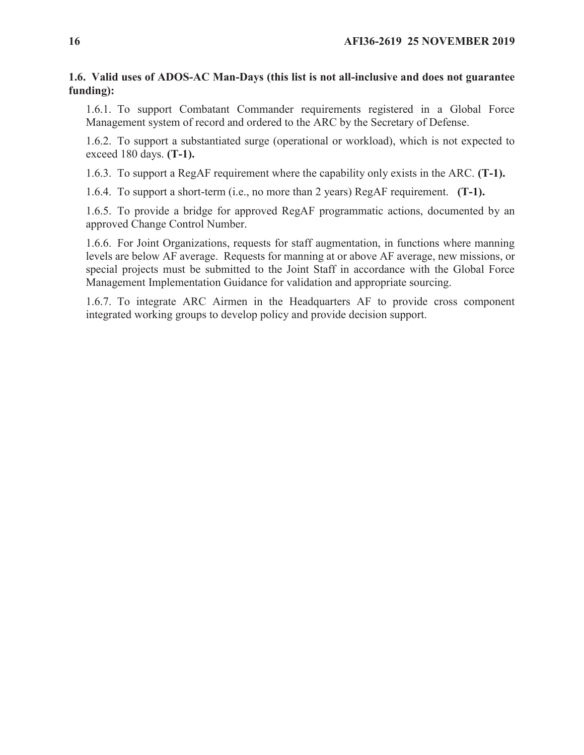**1.6. Valid uses of ADOS-AC Man-Days (this list is not all-inclusive and does not guarantee funding):**

1.6.1. To support Combatant Commander requirements registered in a Global Force Management system of record and ordered to the ARC by the Secretary of Defense.

1.6.2. To support a substantiated surge (operational or workload), which is not expected to exceed 180 days. **(T-1).**

1.6.3. To support a RegAF requirement where the capability only exists in the ARC. **(T-1).**

1.6.4. To support a short-term (i.e., no more than 2 years) RegAF requirement. **(T-1).**

1.6.5. To provide a bridge for approved RegAF programmatic actions, documented by an approved Change Control Number.

1.6.6. For Joint Organizations, requests for staff augmentation, in functions where manning levels are below AF average. Requests for manning at or above AF average, new missions, or special projects must be submitted to the Joint Staff in accordance with the Global Force Management Implementation Guidance for validation and appropriate sourcing.

1.6.7. To integrate ARC Airmen in the Headquarters AF to provide cross component integrated working groups to develop policy and provide decision support.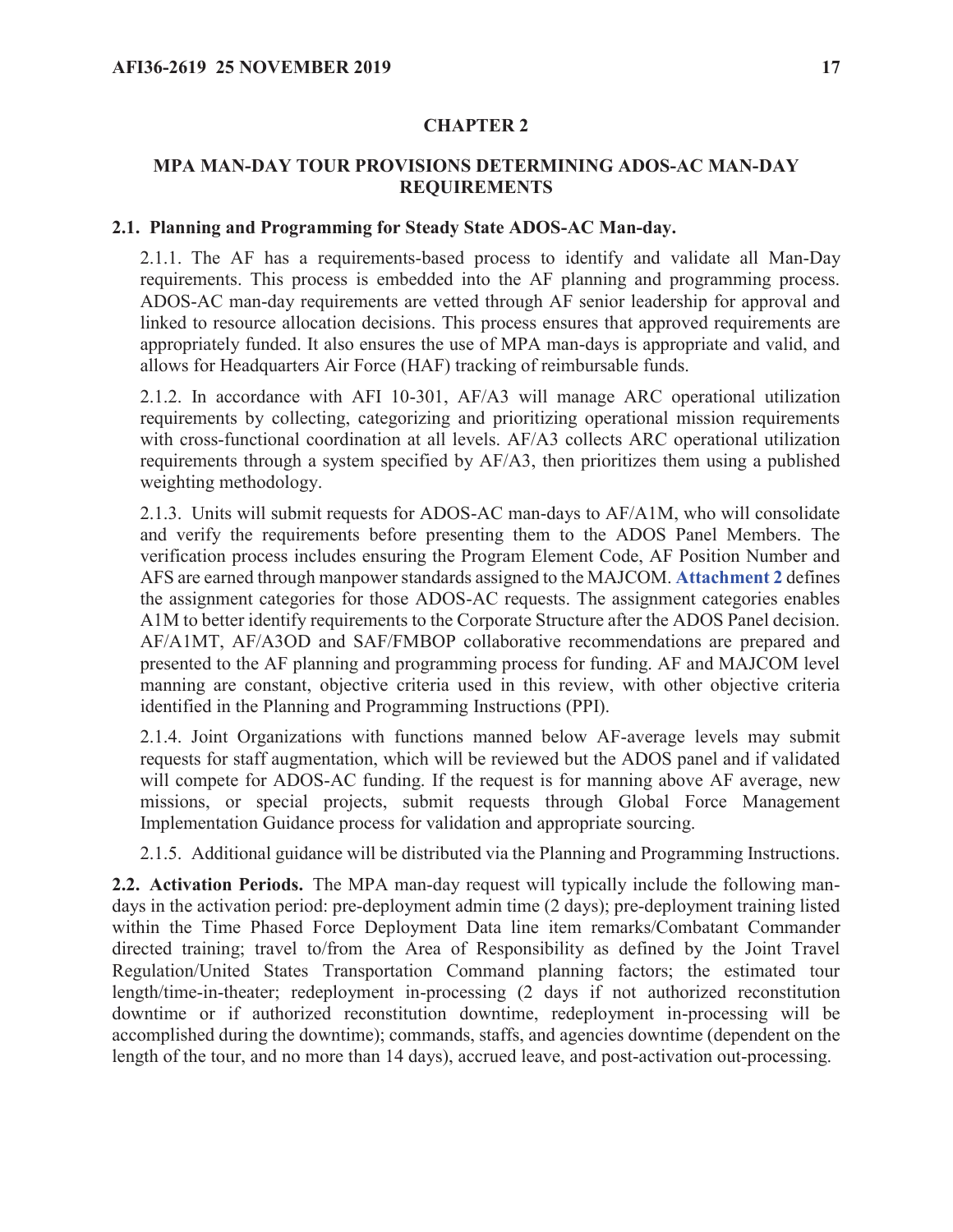## CHAPTER 2

## MPA MAN-DAY TOUR PROVISIONS DETERMINING ADOS-AC MAN-DAY REQUIREMENTS

### 2.1. Planning and Programming for Steady State ADOS-AC Man-day.

2.1.1. The AF has a requirements-based process to identify and validate all Man-Day requirements. This process is embedded into the AF planning and programming process. ADOS-AC man-day requirements are vetted through AF senior leadership for approval and linked to resource allocation decisions. This process ensures that approved requirements are appropriately funded. It also ensures the use of MPA man-days is appropriate and valid, and allows for Headquarters Air Force (HAF) tracking of reimbursable funds.

2.1.2. In accordance with AFI 10-301, AF/A3 will manage ARC operational utilization requirements by collecting, categorizing and prioritizing operational mission requirements with cross-functional coordination at all levels. AF/A3 collects ARC operational utilization requirements through a system specified by AF/A3, then prioritizes them using a published weighting methodology.

2.1.3. Units will submit requests for ADOS-AC man-days to AF/A1M, who will consolidate and verify the requirements before presenting them to the ADOS Panel Members. The verification process includes ensuring the Program Element Code, AF Position Number and AFS are earned through manpower standards assigned to the MAJCOM. **Attachment 2** defines the assignment categories for those ADOS-AC requests. The assignment categories enables A1M to better identify requirements to the Corporate Structure after the ADOS Panel decision. AF/A1MT, AF/A3OD and SAF/FMBOP collaborative recommendations are prepared and presented to the AF planning and programming process for funding. AF and MAJCOM level manning are constant, objective criteria used in this review, with other objective criteria identified in the Planning and Programming Instructions (PPI).

2.1.4. Joint Organizations with functions manned below AF-average levels may submit requests for staff augmentation, which will be reviewed but the ADOS panel and if validated will compete for ADOS-AC funding. If the request is for manning above AF average, new missions, or special projects, submit requests through Global Force Management Implementation Guidance process for validation and appropriate sourcing.

2.1.5. Additional guidance will be distributed via the Planning and Programming Instructions.

**2.2. Activation Periods.** The MPA man-day request will typically include the following man-days in the activation period: pre-deployment admin time (2 days); pre-deployment training listed within the Time Phased Force Deployment Data line item remarks/Combatant Commander directed training; travel to/from the Area of Responsibility as defined by the Joint Travel Regulation/United States Transportation Command planning factors; the estimated tour length/time-in-theater; redeployment in-processing (2 days if not authorized reconstitution downtime or if authorized reconstitution downtime, redeployment in-processing will be accomplished during the downtime); commands, staffs, and agencies downtime (dependent on the length of the tour, and no more than 14 days), accrued leave, and post-activation out-processing.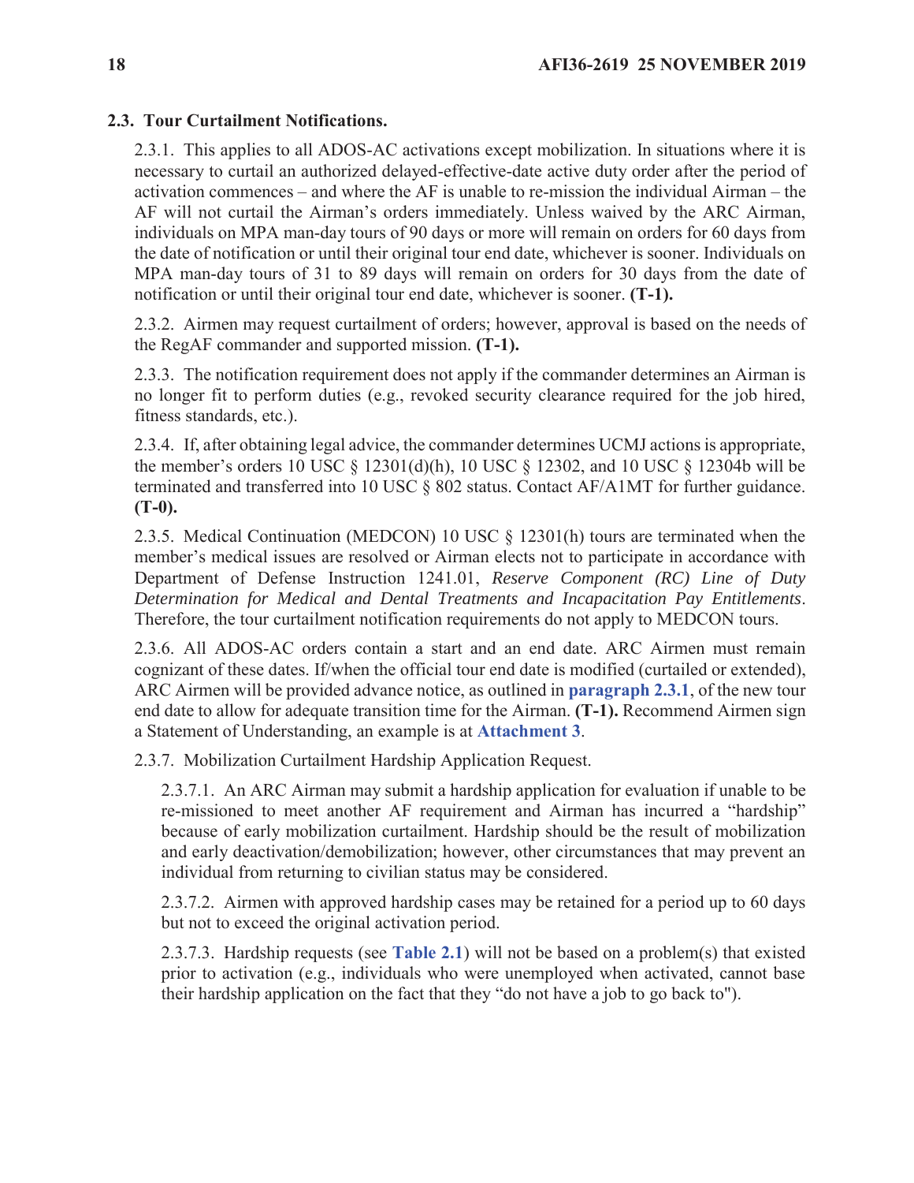**2.3. Tour Curtailment Notifications.**

2.3.1. This applies to all ADOS-AC activations except mobilization. In situations where it is necessary to curtail an authorized delayed-effective-date active duty order after the period of activation commences – and where the AF is unable to re-mission the individual Airman – the AF will not curtail the Airman's orders immediately. Unless waived by the ARC Airman, individuals on MPA man-day tours of 90 days or more will remain on orders for 60 days from the date of notification or until their original tour end date, whichever is sooner. Individuals on MPA man-day tours of 31 to 89 days will remain on orders for 30 days from the date of notification or until their original tour end date, whichever is sooner. **(T-1).**

2.3.2. Airmen may request curtailment of orders; however, approval is based on the needs of the RegAF commander and supported mission. **(T-1).**

2.3.3. The notification requirement does not apply if the commander determines an Airman is no longer fit to perform duties (e.g., revoked security clearance required for the job hired, fitness standards, etc.).

2.3.4. If, after obtaining legal advice, the commander determines UCMJ actions is appropriate, the member's orders 10 USC § 12301(d)(h), 10 USC § 12302, and 10 USC § 12304b will be terminated and transferred into 10 USC § 802 status. Contact AF/A1MT for further guidance. **(T-0).**

2.3.5. Medical Continuation (MEDCON) 10 USC § 12301(h) tours are terminated when the member's medical issues are resolved or Airman elects not to participate in accordance with Department of Defense Instruction 1241.01, *Reserve Component (RC) Line of Duty Determination for Medical and Dental Treatments and Incapacitation Pay Entitlements*. Therefore, the tour curtailment notification requirements do not apply to MEDCON tours.

2.3.6. All ADOS-AC orders contain a start and an end date. ARC Airmen must remain cognizant of these dates. If/when the official tour end date is modified (curtailed or extended), ARC Airmen will be provided advance notice, as outlined in **paragraph 2.3.1**, of the new tour end date to allow for adequate transition time for the Airman. **(T-1).** Recommend Airmen sign a Statement of Understanding, an example is at **Attachment 3**.

2.3.7. Mobilization Curtailment Hardship Application Request.

2.3.7.1. An ARC Airman may submit a hardship application for evaluation if unable to be re-missioned to meet another AF requirement and Airman has incurred a "hardship" because of early mobilization curtailment. Hardship should be the result of mobilization and early deactivation/demobilization; however, other circumstances that may prevent an individual from returning to civilian status may be considered.

2.3.7.2. Airmen with approved hardship cases may be retained for a period up to 60 days but not to exceed the original activation period.

2.3.7.3. Hardship requests (see **Table 2.1**) will not be based on a problem(s) that existed prior to activation (e.g., individuals who were unemployed when activated, cannot base their hardship application on the fact that they "do not have a job to go back to").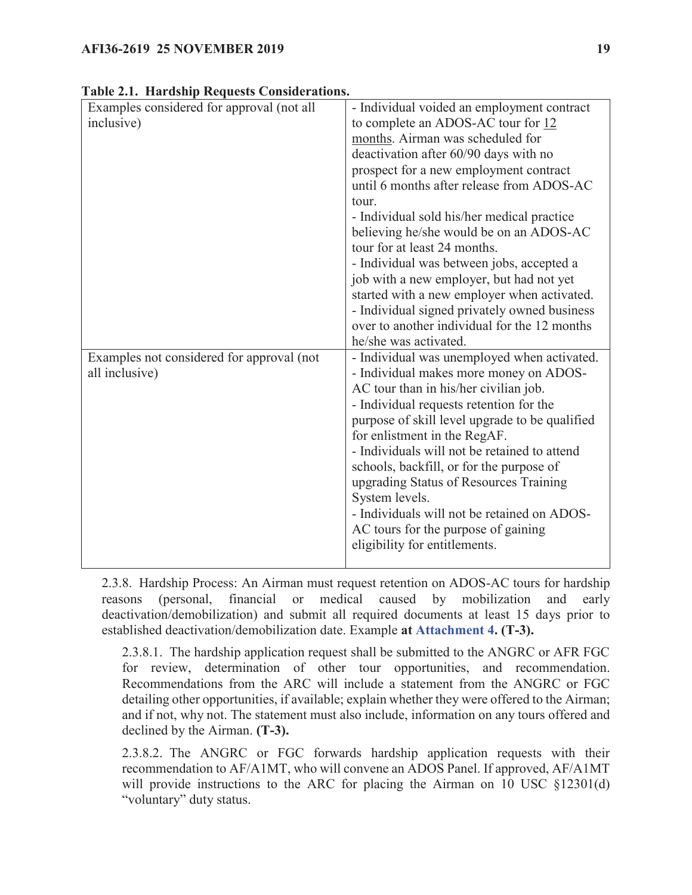**Table 2.1. Hardship Requests Considerations.**

| | |
|---|---|
| Examples considered for approval (not all inclusive) | - Individual voided an employment contract to complete an ADOS-AC tour for 12 months. Airman was scheduled for deactivation after 60/90 days with no prospect for a new employment contract until 6 months after release from ADOS-AC tour.<br>- Individual sold his/her medical practice believing he/she would be on an ADOS-AC tour for at least 24 months.<br>- Individual was between jobs, accepted a job with a new employer, but had not yet started with a new employer when activated.<br>- Individual signed privately owned business over to another individual for the 12 months he/she was activated. |
| Examples not considered for approval (not all inclusive) | - Individual was unemployed when activated.<br>- Individual makes more money on ADOS-AC tour than in his/her civilian job.<br>- Individual requests retention for the purpose of skill level upgrade to be qualified for enlistment in the RegAF.<br>- Individuals will not be retained to attend schools, backfill, or for the purpose of upgrading Status of Resources Training System levels.<br>- Individuals will not be retained on ADOS-AC tours for the purpose of gaining eligibility for entitlements. |

2.3.8. Hardship Process: An Airman must request retention on ADOS-AC tours for hardship reasons (personal, financial or medical caused by mobilization and early deactivation/demobilization) and submit all required documents at least 15 days prior to established deactivation/demobilization date. Example **at Attachment 4. (T-3).**

2.3.8.1. The hardship application request shall be submitted to the ANGRC or AFR FGC for review, determination of other tour opportunities, and recommendation. Recommendations from the ARC will include a statement from the ANGRC or FGC detailing other opportunities, if available; explain whether they were offered to the Airman; and if not, why not. The statement must also include, information on any tours offered and declined by the Airman. **(T-3).**

2.3.8.2. The ANGRC or FGC forwards hardship application requests with their recommendation to AF/A1MT, who will convene an ADOS Panel. If approved, AF/A1MT will provide instructions to the ARC for placing the Airman on 10 USC §12301(d) "voluntary" duty status.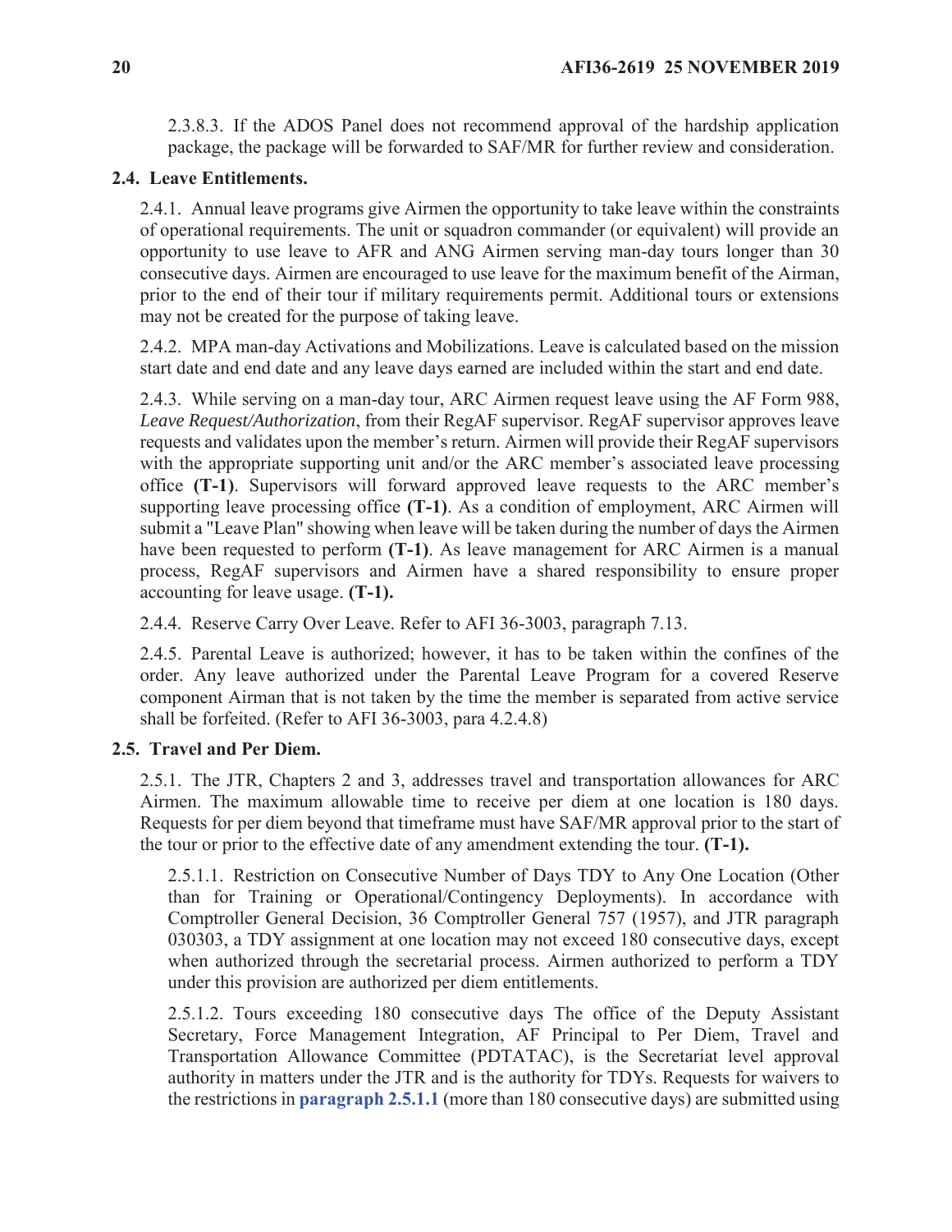2.3.8.3. If the ADOS Panel does not recommend approval of the hardship application package, the package will be forwarded to SAF/MR for further review and consideration.

**2.4. Leave Entitlements.**

2.4.1. Annual leave programs give Airmen the opportunity to take leave within the constraints of operational requirements. The unit or squadron commander (or equivalent) will provide an opportunity to use leave to AFR and ANG Airmen serving man-day tours longer than 30 consecutive days. Airmen are encouraged to use leave for the maximum benefit of the Airman, prior to the end of their tour if military requirements permit. Additional tours or extensions may not be created for the purpose of taking leave.

2.4.2. MPA man-day Activations and Mobilizations. Leave is calculated based on the mission start date and end date and any leave days earned are included within the start and end date.

2.4.3. While serving on a man-day tour, ARC Airmen request leave using the AF Form 988, *Leave Request/Authorization*, from their RegAF supervisor. RegAF supervisor approves leave requests and validates upon the member's return. Airmen will provide their RegAF supervisors with the appropriate supporting unit and/or the ARC member's associated leave processing office **(T-1)**. Supervisors will forward approved leave requests to the ARC member's supporting leave processing office **(T-1)**. As a condition of employment, ARC Airmen will submit a "Leave Plan" showing when leave will be taken during the number of days the Airmen have been requested to perform **(T-1)**. As leave management for ARC Airmen is a manual process, RegAF supervisors and Airmen have a shared responsibility to ensure proper accounting for leave usage. **(T-1).**

2.4.4. Reserve Carry Over Leave. Refer to AFI 36-3003, paragraph 7.13.

2.4.5. Parental Leave is authorized; however, it has to be taken within the confines of the order. Any leave authorized under the Parental Leave Program for a covered Reserve component Airman that is not taken by the time the member is separated from active service shall be forfeited. (Refer to AFI 36-3003, para 4.2.4.8)

**2.5. Travel and Per Diem.**

2.5.1. The JTR, Chapters 2 and 3, addresses travel and transportation allowances for ARC Airmen. The maximum allowable time to receive per diem at one location is 180 days. Requests for per diem beyond that timeframe must have SAF/MR approval prior to the start of the tour or prior to the effective date of any amendment extending the tour. **(T-1).**

2.5.1.1. Restriction on Consecutive Number of Days TDY to Any One Location (Other than for Training or Operational/Contingency Deployments). In accordance with Comptroller General Decision, 36 Comptroller General 757 (1957), and JTR paragraph 030303, a TDY assignment at one location may not exceed 180 consecutive days, except when authorized through the secretarial process. Airmen authorized to perform a TDY under this provision are authorized per diem entitlements.

2.5.1.2. Tours exceeding 180 consecutive days The office of the Deputy Assistant Secretary, Force Management Integration, AF Principal to Per Diem, Travel and Transportation Allowance Committee (PDTATAC), is the Secretariat level approval authority in matters under the JTR and is the authority for TDYs. Requests for waivers to the restrictions in **paragraph 2.5.1.1** (more than 180 consecutive days) are submitted using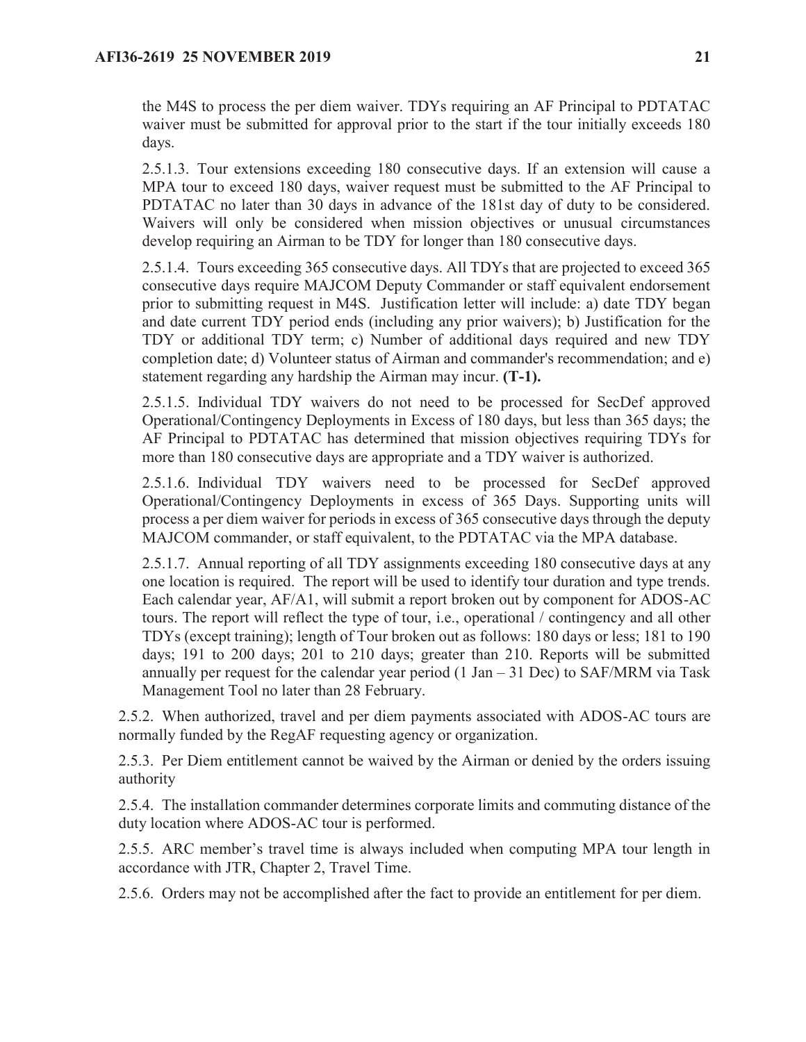the M4S to process the per diem waiver. TDYs requiring an AF Principal to PDTATAC waiver must be submitted for approval prior to the start if the tour initially exceeds 180 days.

2.5.1.3. Tour extensions exceeding 180 consecutive days. If an extension will cause a MPA tour to exceed 180 days, waiver request must be submitted to the AF Principal to PDTATAC no later than 30 days in advance of the 181st day of duty to be considered. Waivers will only be considered when mission objectives or unusual circumstances develop requiring an Airman to be TDY for longer than 180 consecutive days.

2.5.1.4. Tours exceeding 365 consecutive days. All TDYs that are projected to exceed 365 consecutive days require MAJCOM Deputy Commander or staff equivalent endorsement prior to submitting request in M4S. Justification letter will include: a) date TDY began and date current TDY period ends (including any prior waivers); b) Justification for the TDY or additional TDY term; c) Number of additional days required and new TDY completion date; d) Volunteer status of Airman and commander's recommendation; and e) statement regarding any hardship the Airman may incur. **(T-1).**

2.5.1.5. Individual TDY waivers do not need to be processed for SecDef approved Operational/Contingency Deployments in Excess of 180 days, but less than 365 days; the AF Principal to PDTATAC has determined that mission objectives requiring TDYs for more than 180 consecutive days are appropriate and a TDY waiver is authorized.

2.5.1.6. Individual TDY waivers need to be processed for SecDef approved Operational/Contingency Deployments in excess of 365 Days. Supporting units will process a per diem waiver for periods in excess of 365 consecutive days through the deputy MAJCOM commander, or staff equivalent, to the PDTATAC via the MPA database.

2.5.1.7. Annual reporting of all TDY assignments exceeding 180 consecutive days at any one location is required. The report will be used to identify tour duration and type trends. Each calendar year, AF/A1, will submit a report broken out by component for ADOS-AC tours. The report will reflect the type of tour, i.e., operational / contingency and all other TDYs (except training); length of Tour broken out as follows: 180 days or less; 181 to 190 days; 191 to 200 days; 201 to 210 days; greater than 210. Reports will be submitted annually per request for the calendar year period (1 Jan – 31 Dec) to SAF/MRM via Task Management Tool no later than 28 February.

2.5.2. When authorized, travel and per diem payments associated with ADOS-AC tours are normally funded by the RegAF requesting agency or organization.

2.5.3. Per Diem entitlement cannot be waived by the Airman or denied by the orders issuing authority

2.5.4. The installation commander determines corporate limits and commuting distance of the duty location where ADOS-AC tour is performed.

2.5.5. ARC member's travel time is always included when computing MPA tour length in accordance with JTR, Chapter 2, Travel Time.

2.5.6. Orders may not be accomplished after the fact to provide an entitlement for per diem.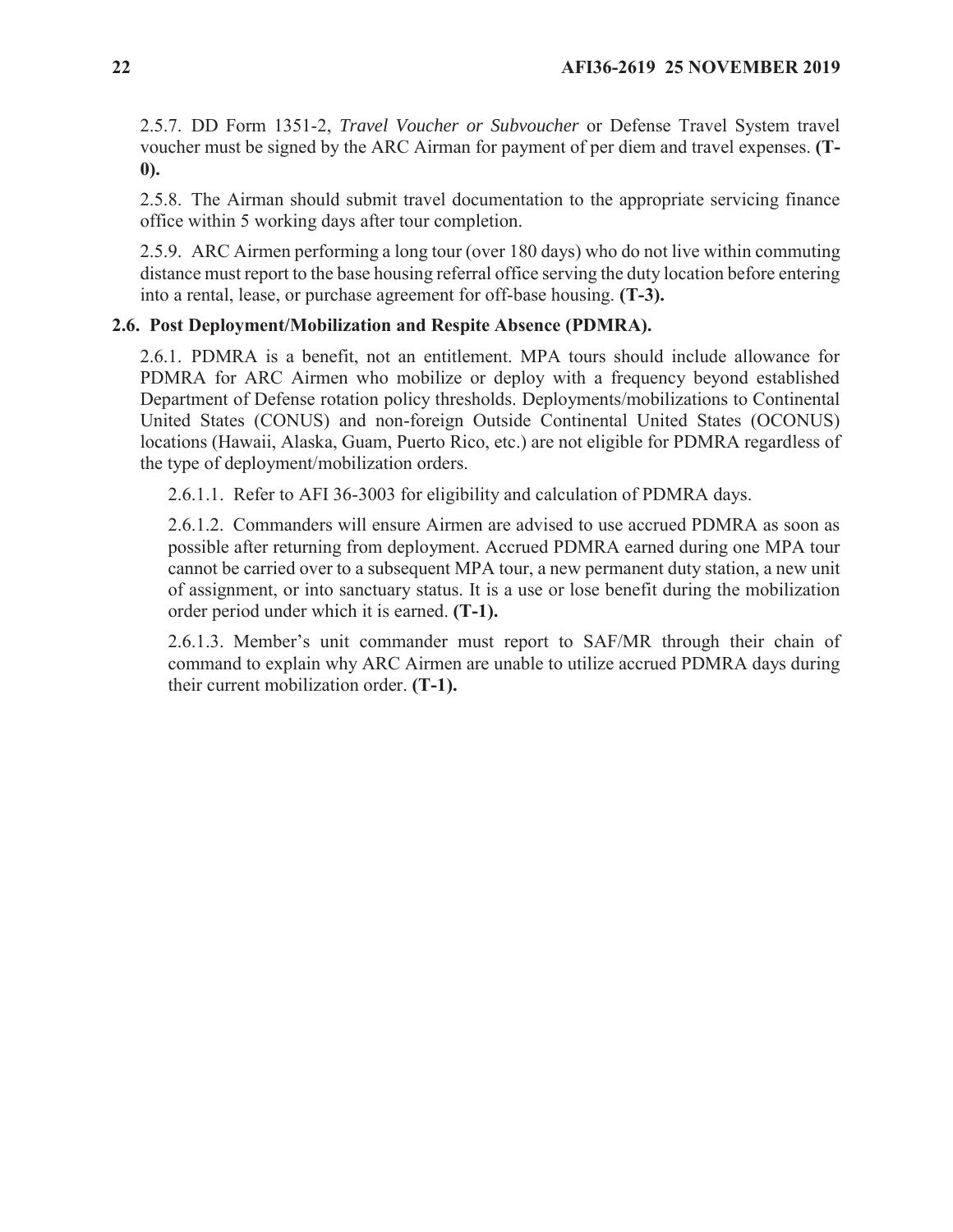2.5.7. DD Form 1351-2, *Travel Voucher or Subvoucher* or Defense Travel System travel voucher must be signed by the ARC Airman for payment of per diem and travel expenses. **(T-0).**

2.5.8. The Airman should submit travel documentation to the appropriate servicing finance office within 5 working days after tour completion.

2.5.9. ARC Airmen performing a long tour (over 180 days) who do not live within commuting distance must report to the base housing referral office serving the duty location before entering into a rental, lease, or purchase agreement for off-base housing. **(T-3).**

**2.6. Post Deployment/Mobilization and Respite Absence (PDMRA).**

2.6.1. PDMRA is a benefit, not an entitlement. MPA tours should include allowance for PDMRA for ARC Airmen who mobilize or deploy with a frequency beyond established Department of Defense rotation policy thresholds. Deployments/mobilizations to Continental United States (CONUS) and non-foreign Outside Continental United States (OCONUS) locations (Hawaii, Alaska, Guam, Puerto Rico, etc.) are not eligible for PDMRA regardless of the type of deployment/mobilization orders.

2.6.1.1. Refer to AFI 36-3003 for eligibility and calculation of PDMRA days.

2.6.1.2. Commanders will ensure Airmen are advised to use accrued PDMRA as soon as possible after returning from deployment. Accrued PDMRA earned during one MPA tour cannot be carried over to a subsequent MPA tour, a new permanent duty station, a new unit of assignment, or into sanctuary status. It is a use or lose benefit during the mobilization order period under which it is earned. **(T-1).**

2.6.1.3. Member's unit commander must report to SAF/MR through their chain of command to explain why ARC Airmen are unable to utilize accrued PDMRA days during their current mobilization order. **(T-1).**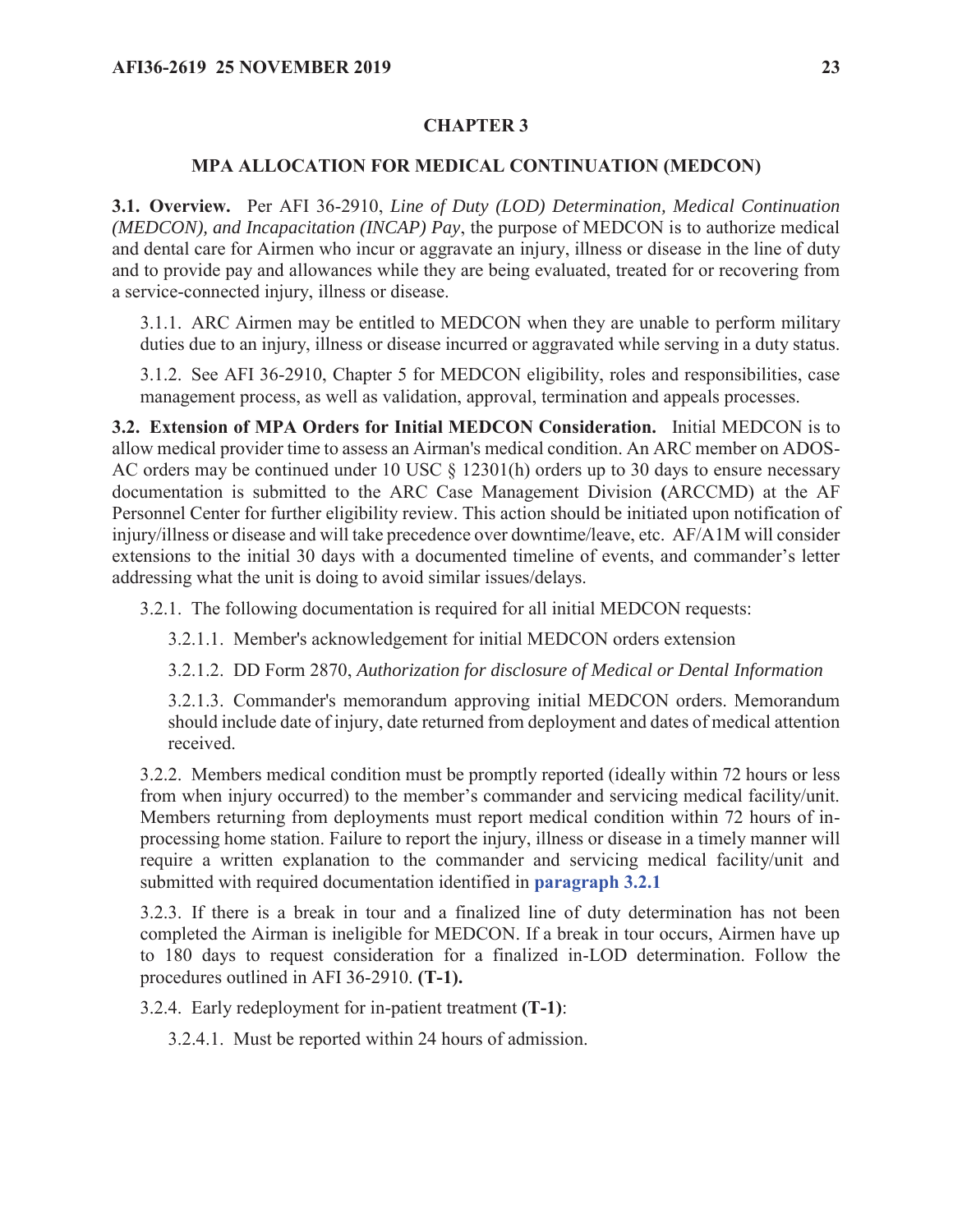## CHAPTER 3

## MPA ALLOCATION FOR MEDICAL CONTINUATION (MEDCON)

**3.1. Overview.** Per AFI 36-2910, *Line of Duty (LOD) Determination, Medical Continuation (MEDCON), and Incapacitation (INCAP) Pay*, the purpose of MEDCON is to authorize medical and dental care for Airmen who incur or aggravate an injury, illness or disease in the line of duty and to provide pay and allowances while they are being evaluated, treated for or recovering from a service-connected injury, illness or disease.

3.1.1. ARC Airmen may be entitled to MEDCON when they are unable to perform military duties due to an injury, illness or disease incurred or aggravated while serving in a duty status.

3.1.2. See AFI 36-2910, Chapter 5 for MEDCON eligibility, roles and responsibilities, case management process, as well as validation, approval, termination and appeals processes.

**3.2. Extension of MPA Orders for Initial MEDCON Consideration.** Initial MEDCON is to allow medical provider time to assess an Airman's medical condition. An ARC member on ADOS-AC orders may be continued under 10 USC § 12301(h) orders up to 30 days to ensure necessary documentation is submitted to the ARC Case Management Division (ARCCMD) at the AF Personnel Center for further eligibility review. This action should be initiated upon notification of injury/illness or disease and will take precedence over downtime/leave, etc. AF/A1M will consider extensions to the initial 30 days with a documented timeline of events, and commander's letter addressing what the unit is doing to avoid similar issues/delays.

3.2.1. The following documentation is required for all initial MEDCON requests:

3.2.1.1. Member's acknowledgement for initial MEDCON orders extension

3.2.1.2. DD Form 2870, *Authorization for disclosure of Medical or Dental Information*

3.2.1.3. Commander's memorandum approving initial MEDCON orders. Memorandum should include date of injury, date returned from deployment and dates of medical attention received.

3.2.2. Members medical condition must be promptly reported (ideally within 72 hours or less from when injury occurred) to the member's commander and servicing medical facility/unit. Members returning from deployments must report medical condition within 72 hours of in-processing home station. Failure to report the injury, illness or disease in a timely manner will require a written explanation to the commander and servicing medical facility/unit and submitted with required documentation identified in **paragraph 3.2.1**

3.2.3. If there is a break in tour and a finalized line of duty determination has not been completed the Airman is ineligible for MEDCON. If a break in tour occurs, Airmen have up to 180 days to request consideration for a finalized in-LOD determination. Follow the procedures outlined in AFI 36-2910. **(T-1).**

3.2.4. Early redeployment for in-patient treatment **(T-1)**:

3.2.4.1. Must be reported within 24 hours of admission.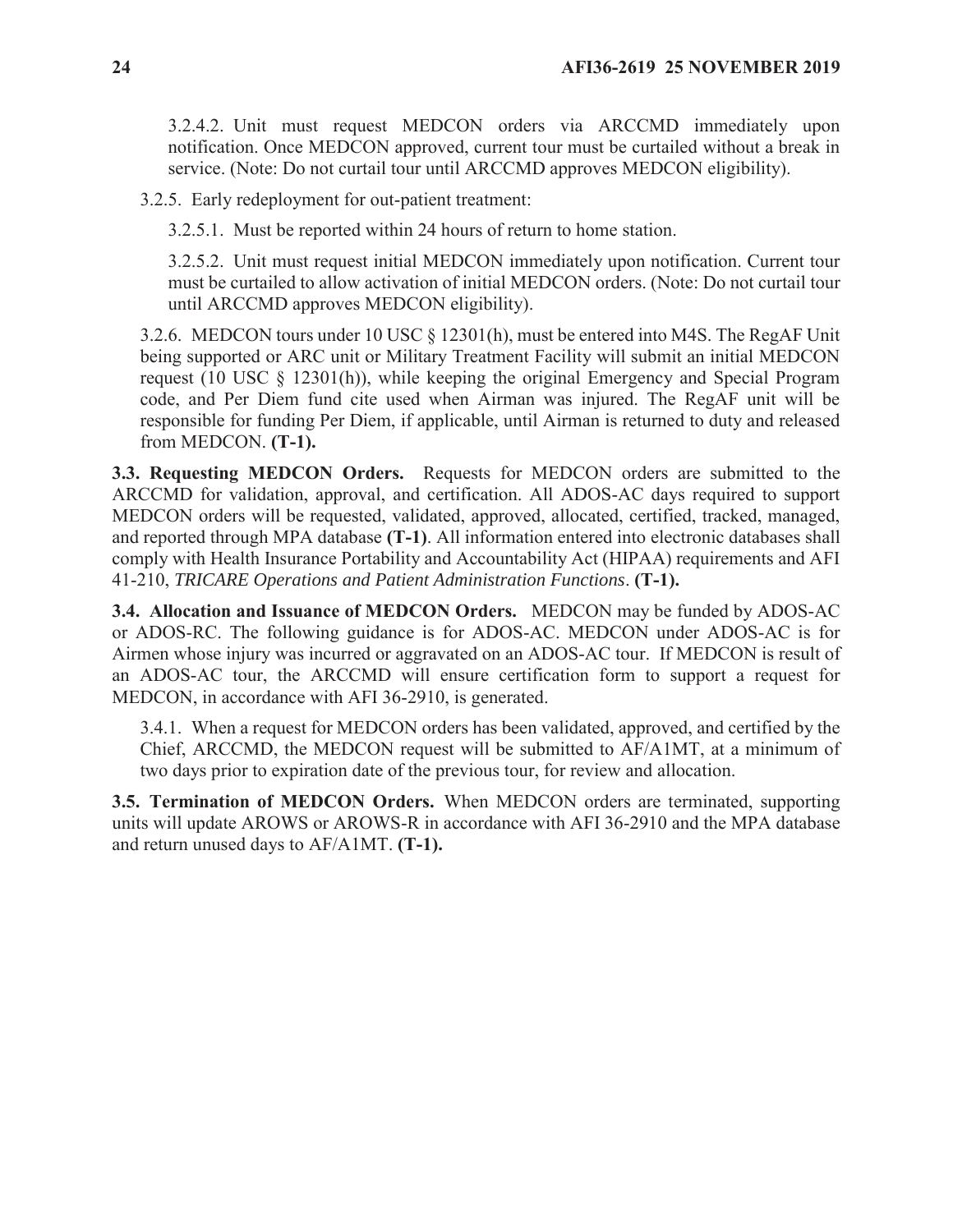3.2.4.2. Unit must request MEDCON orders via ARCCMD immediately upon notification. Once MEDCON approved, current tour must be curtailed without a break in service. (Note: Do not curtail tour until ARCCMD approves MEDCON eligibility).

3.2.5. Early redeployment for out-patient treatment:

3.2.5.1. Must be reported within 24 hours of return to home station.

3.2.5.2. Unit must request initial MEDCON immediately upon notification. Current tour must be curtailed to allow activation of initial MEDCON orders. (Note: Do not curtail tour until ARCCMD approves MEDCON eligibility).

3.2.6. MEDCON tours under 10 USC § 12301(h), must be entered into M4S. The RegAF Unit being supported or ARC unit or Military Treatment Facility will submit an initial MEDCON request (10 USC § 12301(h)), while keeping the original Emergency and Special Program code, and Per Diem fund cite used when Airman was injured. The RegAF unit will be responsible for funding Per Diem, if applicable, until Airman is returned to duty and released from MEDCON. **(T-1).**

**3.3. Requesting MEDCON Orders.** Requests for MEDCON orders are submitted to the ARCCMD for validation, approval, and certification. All ADOS-AC days required to support MEDCON orders will be requested, validated, approved, allocated, certified, tracked, managed, and reported through MPA database **(T-1)**. All information entered into electronic databases shall comply with Health Insurance Portability and Accountability Act (HIPAA) requirements and AFI 41-210, *TRICARE Operations and Patient Administration Functions*. **(T-1).**

**3.4. Allocation and Issuance of MEDCON Orders.** MEDCON may be funded by ADOS-AC or ADOS-RC. The following guidance is for ADOS-AC. MEDCON under ADOS-AC is for Airmen whose injury was incurred or aggravated on an ADOS-AC tour. If MEDCON is result of an ADOS-AC tour, the ARCCMD will ensure certification form to support a request for MEDCON, in accordance with AFI 36-2910, is generated.

3.4.1. When a request for MEDCON orders has been validated, approved, and certified by the Chief, ARCCMD, the MEDCON request will be submitted to AF/A1MT, at a minimum of two days prior to expiration date of the previous tour, for review and allocation.

**3.5. Termination of MEDCON Orders.** When MEDCON orders are terminated, supporting units will update AROWS or AROWS-R in accordance with AFI 36-2910 and the MPA database and return unused days to AF/A1MT. **(T-1).**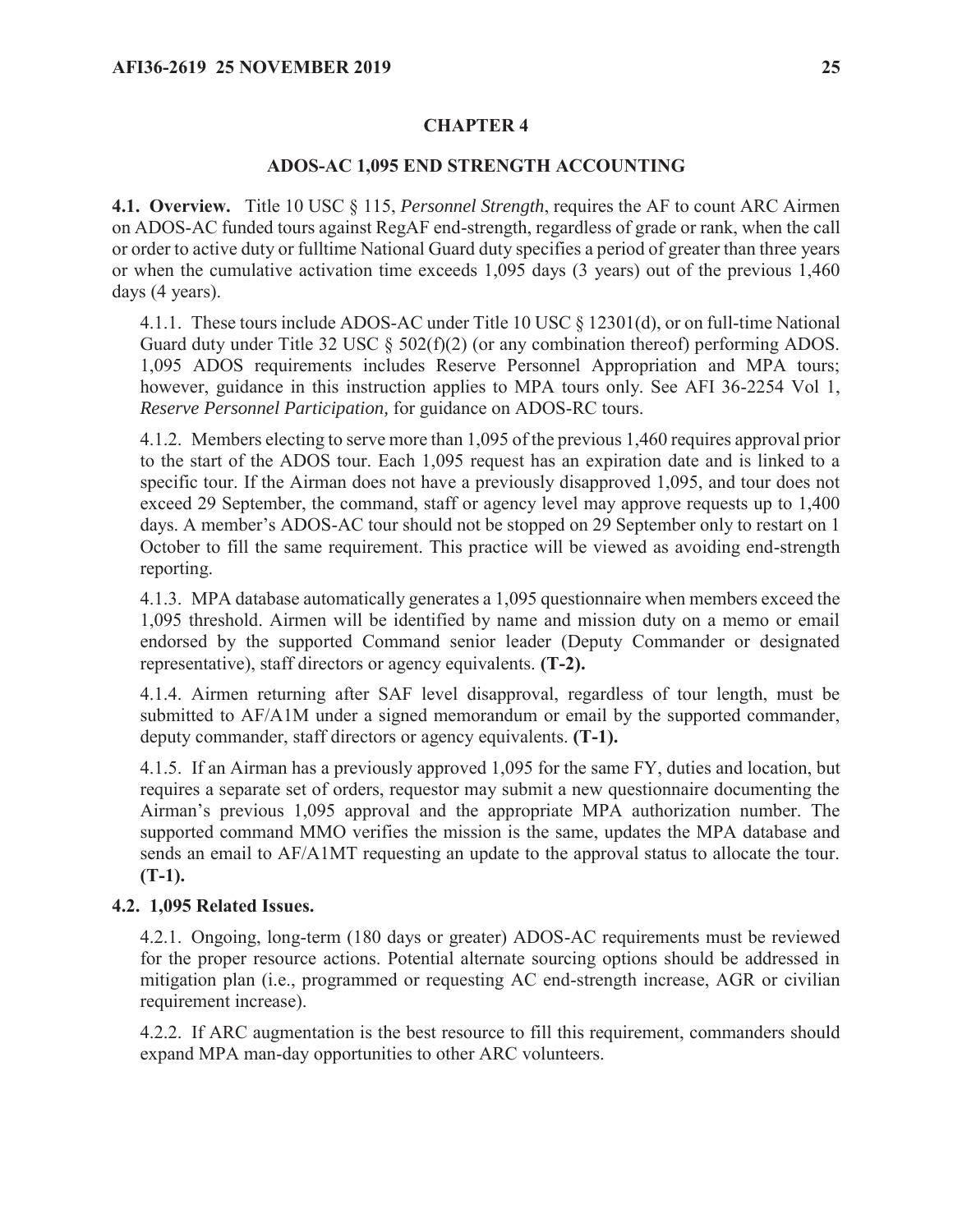## CHAPTER 4

## ADOS-AC 1,095 END STRENGTH ACCOUNTING

**4.1. Overview.** Title 10 USC § 115, *Personnel Strength*, requires the AF to count ARC Airmen on ADOS-AC funded tours against RegAF end-strength, regardless of grade or rank, when the call or order to active duty or fulltime National Guard duty specifies a period of greater than three years or when the cumulative activation time exceeds 1,095 days (3 years) out of the previous 1,460 days (4 years).

4.1.1. These tours include ADOS-AC under Title 10 USC § 12301(d), or on full-time National Guard duty under Title 32 USC § 502(f)(2) (or any combination thereof) performing ADOS. 1,095 ADOS requirements includes Reserve Personnel Appropriation and MPA tours; however, guidance in this instruction applies to MPA tours only. See AFI 36-2254 Vol 1, *Reserve Personnel Participation,* for guidance on ADOS-RC tours.

4.1.2. Members electing to serve more than 1,095 of the previous 1,460 requires approval prior to the start of the ADOS tour. Each 1,095 request has an expiration date and is linked to a specific tour. If the Airman does not have a previously disapproved 1,095, and tour does not exceed 29 September, the command, staff or agency level may approve requests up to 1,400 days. A member's ADOS-AC tour should not be stopped on 29 September only to restart on 1 October to fill the same requirement. This practice will be viewed as avoiding end-strength reporting.

4.1.3. MPA database automatically generates a 1,095 questionnaire when members exceed the 1,095 threshold. Airmen will be identified by name and mission duty on a memo or email endorsed by the supported Command senior leader (Deputy Commander or designated representative), staff directors or agency equivalents. **(T-2).**

4.1.4. Airmen returning after SAF level disapproval, regardless of tour length, must be submitted to AF/A1M under a signed memorandum or email by the supported commander, deputy commander, staff directors or agency equivalents. **(T-1).**

4.1.5. If an Airman has a previously approved 1,095 for the same FY, duties and location, but requires a separate set of orders, requestor may submit a new questionnaire documenting the Airman's previous 1,095 approval and the appropriate MPA authorization number. The supported command MMO verifies the mission is the same, updates the MPA database and sends an email to AF/A1MT requesting an update to the approval status to allocate the tour. **(T-1).**

**4.2. 1,095 Related Issues.**

4.2.1. Ongoing, long-term (180 days or greater) ADOS-AC requirements must be reviewed for the proper resource actions. Potential alternate sourcing options should be addressed in mitigation plan (i.e., programmed or requesting AC end-strength increase, AGR or civilian requirement increase).

4.2.2. If ARC augmentation is the best resource to fill this requirement, commanders should expand MPA man-day opportunities to other ARC volunteers.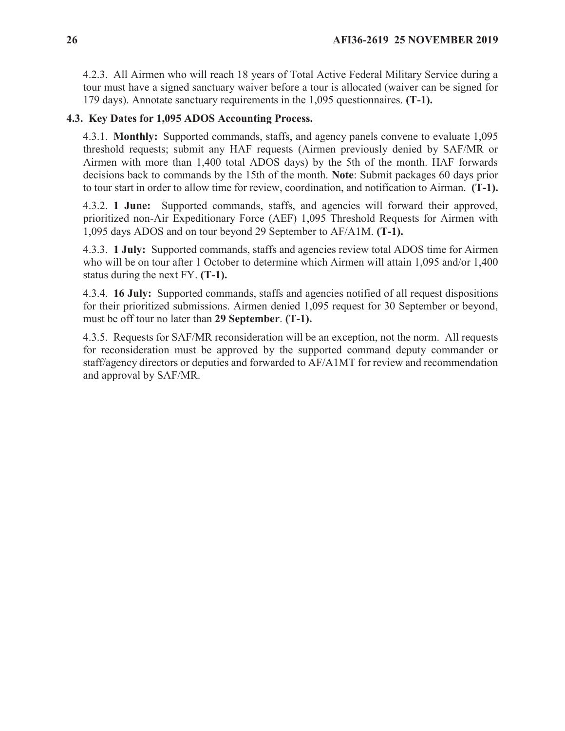4.2.3. All Airmen who will reach 18 years of Total Active Federal Military Service during a tour must have a signed sanctuary waiver before a tour is allocated (waiver can be signed for 179 days). Annotate sanctuary requirements in the 1,095 questionnaires. **(T-1).**

### 4.3. Key Dates for 1,095 ADOS Accounting Process.

4.3.1. **Monthly:** Supported commands, staffs, and agency panels convene to evaluate 1,095 threshold requests; submit any HAF requests (Airmen previously denied by SAF/MR or Airmen with more than 1,400 total ADOS days) by the 5th of the month. HAF forwards decisions back to commands by the 15th of the month. **Note**: Submit packages 60 days prior to tour start in order to allow time for review, coordination, and notification to Airman. **(T-1).**

4.3.2. **1 June:** Supported commands, staffs, and agencies will forward their approved, prioritized non-Air Expeditionary Force (AEF) 1,095 Threshold Requests for Airmen with 1,095 days ADOS and on tour beyond 29 September to AF/A1M. **(T-1).**

4.3.3. **1 July:** Supported commands, staffs and agencies review total ADOS time for Airmen who will be on tour after 1 October to determine which Airmen will attain 1,095 and/or 1,400 status during the next FY. **(T-1).**

4.3.4. **16 July:** Supported commands, staffs and agencies notified of all request dispositions for their prioritized submissions. Airmen denied 1,095 request for 30 September or beyond, must be off tour no later than **29 September**. **(T-1).**

4.3.5. Requests for SAF/MR reconsideration will be an exception, not the norm. All requests for reconsideration must be approved by the supported command deputy commander or staff/agency directors or deputies and forwarded to AF/A1MT for review and recommendation and approval by SAF/MR.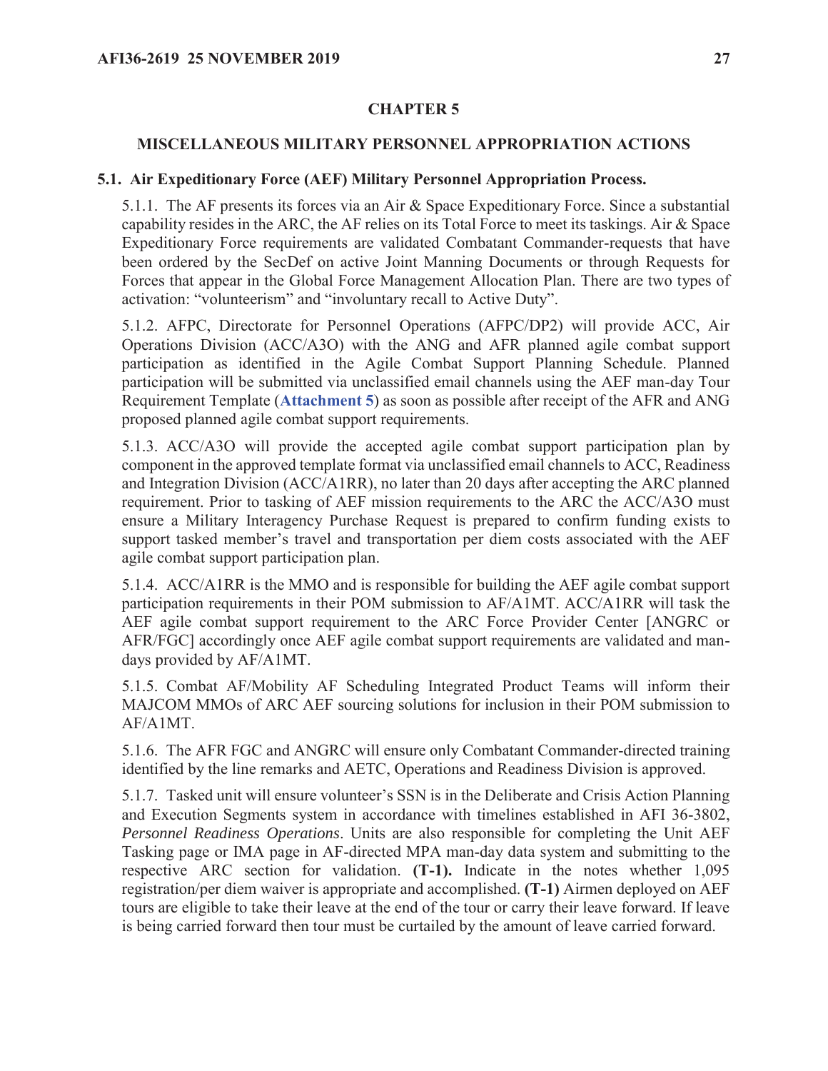# CHAPTER 5

## MISCELLANEOUS MILITARY PERSONNEL APPROPRIATION ACTIONS

### 5.1. Air Expeditionary Force (AEF) Military Personnel Appropriation Process.

5.1.1. The AF presents its forces via an Air & Space Expeditionary Force. Since a substantial capability resides in the ARC, the AF relies on its Total Force to meet its taskings. Air & Space Expeditionary Force requirements are validated Combatant Commander-requests that have been ordered by the SecDef on active Joint Manning Documents or through Requests for Forces that appear in the Global Force Management Allocation Plan. There are two types of activation: "volunteerism" and "involuntary recall to Active Duty".

5.1.2. AFPC, Directorate for Personnel Operations (AFPC/DP2) will provide ACC, Air Operations Division (ACC/A3O) with the ANG and AFR planned agile combat support participation as identified in the Agile Combat Support Planning Schedule. Planned participation will be submitted via unclassified email channels using the AEF man-day Tour Requirement Template (**Attachment 5**) as soon as possible after receipt of the AFR and ANG proposed planned agile combat support requirements.

5.1.3. ACC/A3O will provide the accepted agile combat support participation plan by component in the approved template format via unclassified email channels to ACC, Readiness and Integration Division (ACC/A1RR), no later than 20 days after accepting the ARC planned requirement. Prior to tasking of AEF mission requirements to the ARC the ACC/A3O must ensure a Military Interagency Purchase Request is prepared to confirm funding exists to support tasked member's travel and transportation per diem costs associated with the AEF agile combat support participation plan.

5.1.4. ACC/A1RR is the MMO and is responsible for building the AEF agile combat support participation requirements in their POM submission to AF/A1MT. ACC/A1RR will task the AEF agile combat support requirement to the ARC Force Provider Center [ANGRC or AFR/FGC] accordingly once AEF agile combat support requirements are validated and man-days provided by AF/A1MT.

5.1.5. Combat AF/Mobility AF Scheduling Integrated Product Teams will inform their MAJCOM MMOs of ARC AEF sourcing solutions for inclusion in their POM submission to AF/A1MT.

5.1.6. The AFR FGC and ANGRC will ensure only Combatant Commander-directed training identified by the line remarks and AETC, Operations and Readiness Division is approved.

5.1.7. Tasked unit will ensure volunteer's SSN is in the Deliberate and Crisis Action Planning and Execution Segments system in accordance with timelines established in AFI 36-3802, *Personnel Readiness Operations*. Units are also responsible for completing the Unit AEF Tasking page or IMA page in AF-directed MPA man-day data system and submitting to the respective ARC section for validation. **(T-1).** Indicate in the notes whether 1,095 registration/per diem waiver is appropriate and accomplished. **(T-1)** Airmen deployed on AEF tours are eligible to take their leave at the end of the tour or carry their leave forward. If leave is being carried forward then tour must be curtailed by the amount of leave carried forward.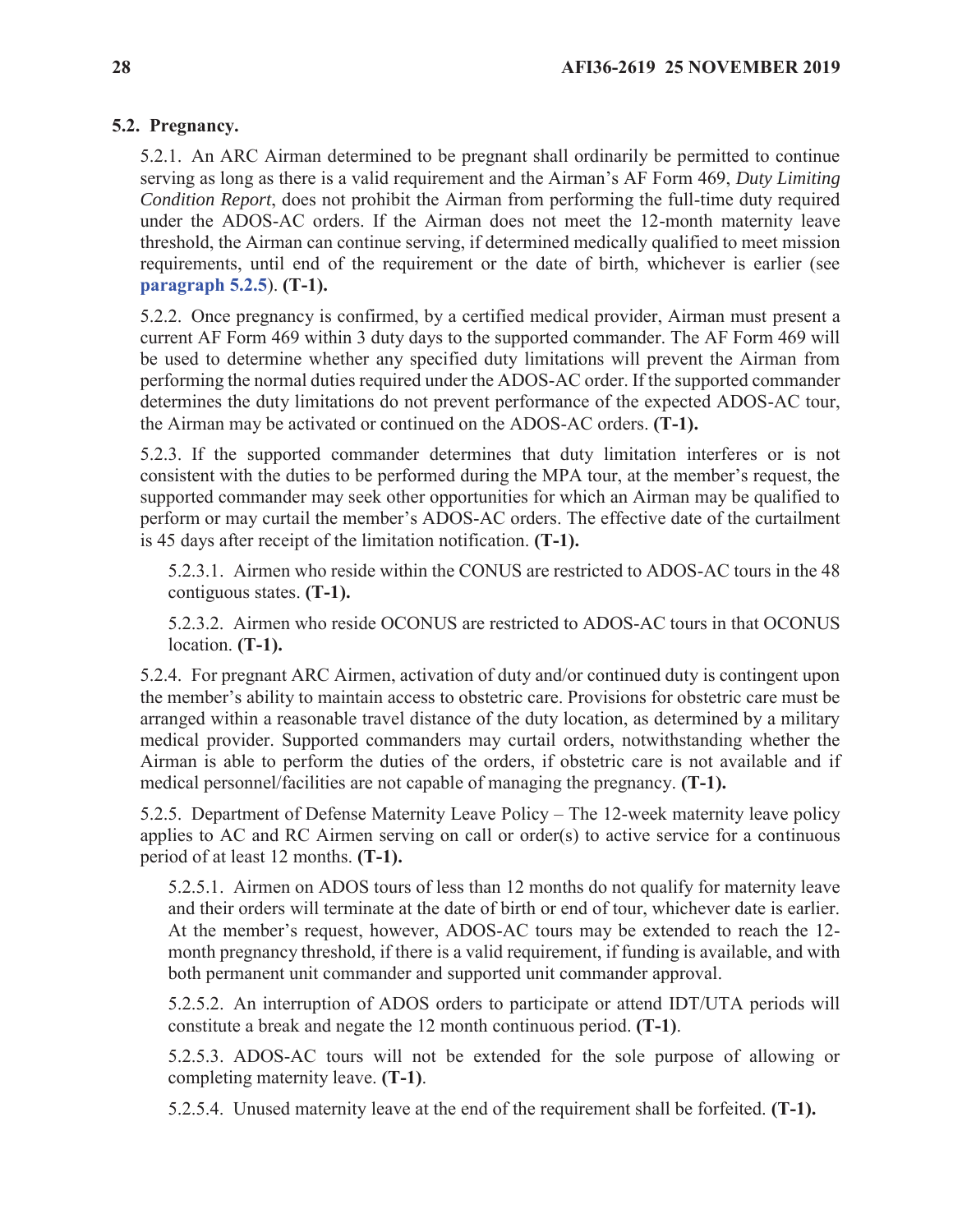**5.2. Pregnancy.**

5.2.1. An ARC Airman determined to be pregnant shall ordinarily be permitted to continue serving as long as there is a valid requirement and the Airman's AF Form 469, *Duty Limiting Condition Report*, does not prohibit the Airman from performing the full-time duty required under the ADOS-AC orders. If the Airman does not meet the 12-month maternity leave threshold, the Airman can continue serving, if determined medically qualified to meet mission requirements, until end of the requirement or the date of birth, whichever is earlier (see **paragraph 5.2.5**). **(T-1).**

5.2.2. Once pregnancy is confirmed, by a certified medical provider, Airman must present a current AF Form 469 within 3 duty days to the supported commander. The AF Form 469 will be used to determine whether any specified duty limitations will prevent the Airman from performing the normal duties required under the ADOS-AC order. If the supported commander determines the duty limitations do not prevent performance of the expected ADOS-AC tour, the Airman may be activated or continued on the ADOS-AC orders. **(T-1).**

5.2.3. If the supported commander determines that duty limitation interferes or is not consistent with the duties to be performed during the MPA tour, at the member's request, the supported commander may seek other opportunities for which an Airman may be qualified to perform or may curtail the member's ADOS-AC orders. The effective date of the curtailment is 45 days after receipt of the limitation notification. **(T-1).**

5.2.3.1. Airmen who reside within the CONUS are restricted to ADOS-AC tours in the 48 contiguous states. **(T-1).**

5.2.3.2. Airmen who reside OCONUS are restricted to ADOS-AC tours in that OCONUS location. **(T-1).**

5.2.4. For pregnant ARC Airmen, activation of duty and/or continued duty is contingent upon the member's ability to maintain access to obstetric care. Provisions for obstetric care must be arranged within a reasonable travel distance of the duty location, as determined by a military medical provider. Supported commanders may curtail orders, notwithstanding whether the Airman is able to perform the duties of the orders, if obstetric care is not available and if medical personnel/facilities are not capable of managing the pregnancy. **(T-1).**

5.2.5. Department of Defense Maternity Leave Policy – The 12-week maternity leave policy applies to AC and RC Airmen serving on call or order(s) to active service for a continuous period of at least 12 months. **(T-1).**

5.2.5.1. Airmen on ADOS tours of less than 12 months do not qualify for maternity leave and their orders will terminate at the date of birth or end of tour, whichever date is earlier. At the member's request, however, ADOS-AC tours may be extended to reach the 12-month pregnancy threshold, if there is a valid requirement, if funding is available, and with both permanent unit commander and supported unit commander approval.

5.2.5.2. An interruption of ADOS orders to participate or attend IDT/UTA periods will constitute a break and negate the 12 month continuous period. **(T-1)**.

5.2.5.3. ADOS-AC tours will not be extended for the sole purpose of allowing or completing maternity leave. **(T-1)**.

5.2.5.4. Unused maternity leave at the end of the requirement shall be forfeited. **(T-1).**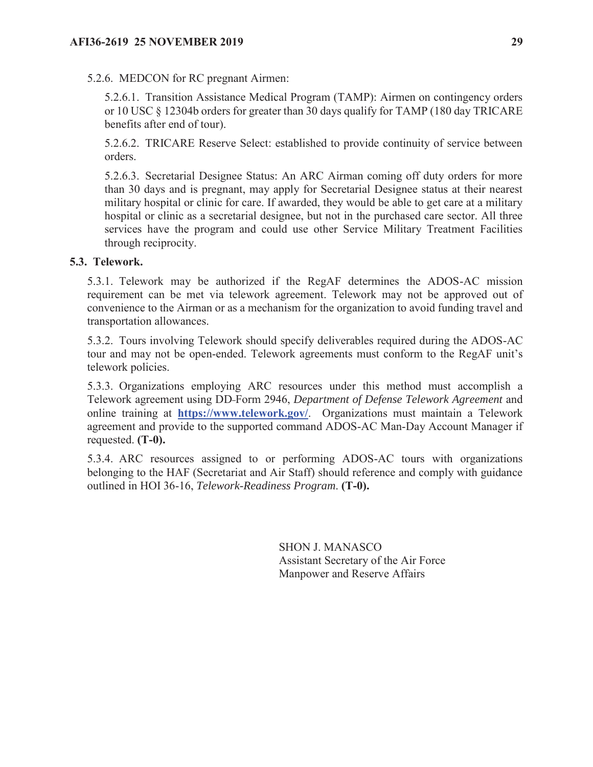5.2.6. MEDCON for RC pregnant Airmen:

5.2.6.1. Transition Assistance Medical Program (TAMP): Airmen on contingency orders or 10 USC § 12304b orders for greater than 30 days qualify for TAMP (180 day TRICARE benefits after end of tour).

5.2.6.2. TRICARE Reserve Select: established to provide continuity of service between orders.

5.2.6.3. Secretarial Designee Status: An ARC Airman coming off duty orders for more than 30 days and is pregnant, may apply for Secretarial Designee status at their nearest military hospital or clinic for care. If awarded, they would be able to get care at a military hospital or clinic as a secretarial designee, but not in the purchased care sector. All three services have the program and could use other Service Military Treatment Facilities through reciprocity.

**5.3. Telework.**

5.3.1. Telework may be authorized if the RegAF determines the ADOS-AC mission requirement can be met via telework agreement. Telework may not be approved out of convenience to the Airman or as a mechanism for the organization to avoid funding travel and transportation allowances.

5.3.2. Tours involving Telework should specify deliverables required during the ADOS-AC tour and may not be open-ended. Telework agreements must conform to the RegAF unit's telework policies.

5.3.3. Organizations employing ARC resources under this method must accomplish a Telework agreement using DD Form 2946, *Department of Defense Telework Agreement* and online training at **https://www.telework.gov/**. Organizations must maintain a Telework agreement and provide to the supported command ADOS-AC Man-Day Account Manager if requested. **(T-0).**

5.3.4. ARC resources assigned to or performing ADOS-AC tours with organizations belonging to the HAF (Secretariat and Air Staff) should reference and comply with guidance outlined in HOI 36-16, *Telework-Readiness Program*. **(T-0).**

SHON J. MANASCO
Assistant Secretary of the Air Force
Manpower and Reserve Affairs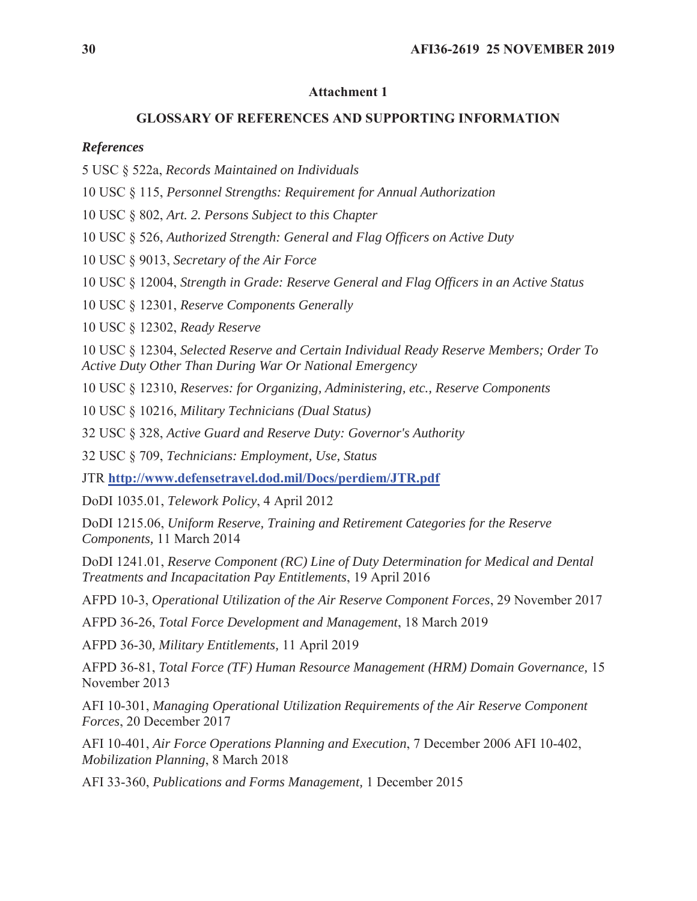## Attachment 1

## GLOSSARY OF REFERENCES AND SUPPORTING INFORMATION

### *References*

5 USC § 522a, *Records Maintained on Individuals*

10 USC § 115, *Personnel Strengths: Requirement for Annual Authorization*

10 USC § 802, *Art. 2. Persons Subject to this Chapter*

10 USC § 526, *Authorized Strength: General and Flag Officers on Active Duty*

10 USC § 9013, *Secretary of the Air Force*

10 USC § 12004, *Strength in Grade: Reserve General and Flag Officers in an Active Status*

10 USC § 12301, *Reserve Components Generally*

10 USC § 12302, *Ready Reserve*

10 USC § 12304, *Selected Reserve and Certain Individual Ready Reserve Members; Order To Active Duty Other Than During War Or National Emergency*

10 USC § 12310, *Reserves: for Organizing, Administering, etc., Reserve Components*

10 USC § 10216, *Military Technicians (Dual Status)*

32 USC § 328, *Active Guard and Reserve Duty: Governor's Authority*

32 USC § 709, *Technicians: Employment, Use, Status*

JTR **http://www.defensetravel.dod.mil/Docs/perdiem/JTR.pdf**

DoDI 1035.01, *Telework Policy*, 4 April 2012

DoDI 1215.06, *Uniform Reserve, Training and Retirement Categories for the Reserve Components,* 11 March 2014

DoDI 1241.01, *Reserve Component (RC) Line of Duty Determination for Medical and Dental Treatments and Incapacitation Pay Entitlements*, 19 April 2016

AFPD 10-3, *Operational Utilization of the Air Reserve Component Forces*, 29 November 2017

AFPD 36-26, *Total Force Development and Management*, 18 March 2019

AFPD 36-30*, Military Entitlements,* 11 April 2019

AFPD 36-81, *Total Force (TF) Human Resource Management (HRM) Domain Governance,* 15 November 2013

AFI 10-301, *Managing Operational Utilization Requirements of the Air Reserve Component Forces*, 20 December 2017

AFI 10-401, *Air Force Operations Planning and Execution*, 7 December 2006 AFI 10-402, *Mobilization Planning*, 8 March 2018

AFI 33-360, *Publications and Forms Management,* 1 December 2015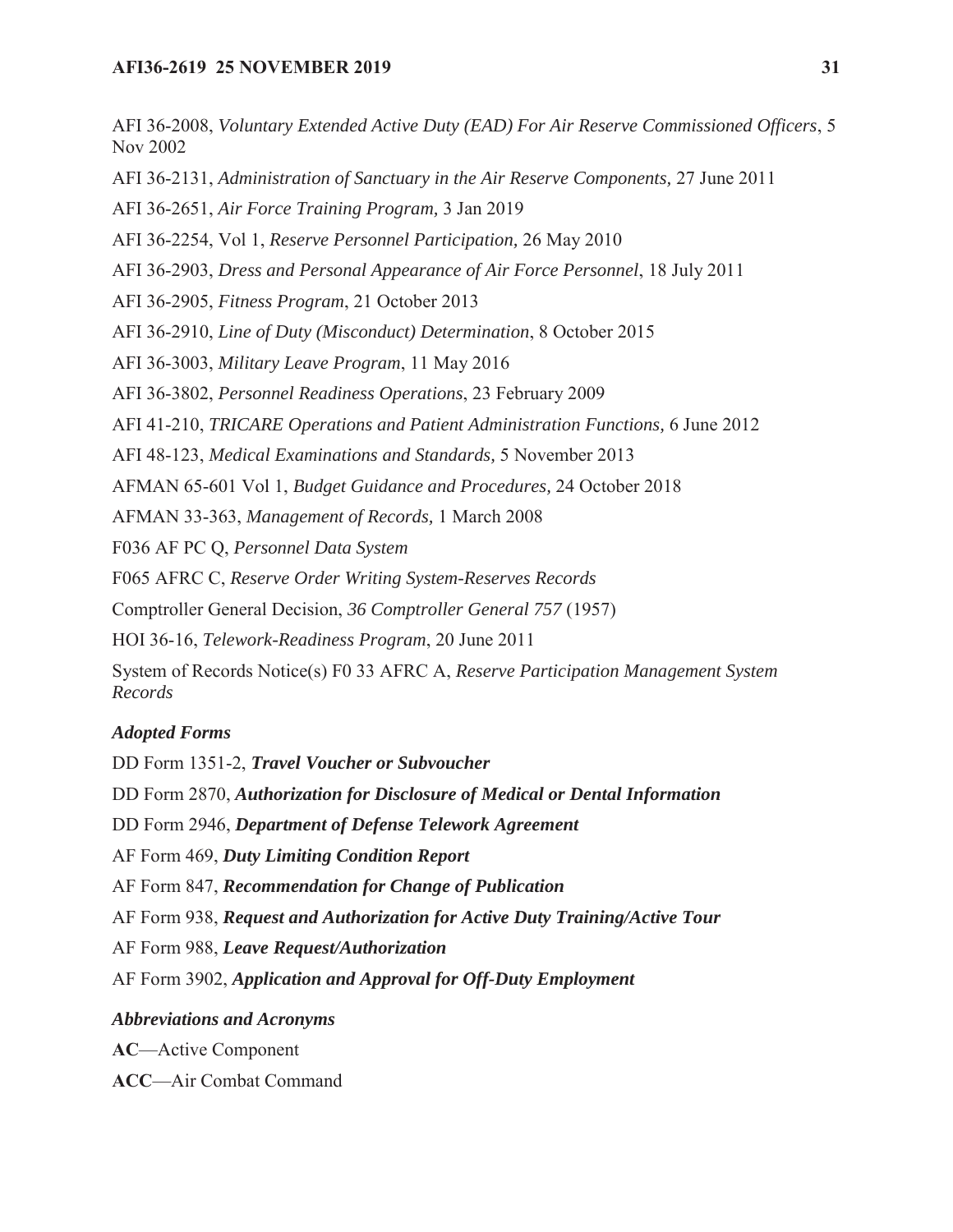AFI 36-2008, *Voluntary Extended Active Duty (EAD) For Air Reserve Commissioned Officers*, 5 Nov 2002

AFI 36-2131, *Administration of Sanctuary in the Air Reserve Components,* 27 June 2011

AFI 36-2651, *Air Force Training Program,* 3 Jan 2019

AFI 36-2254, Vol 1, *Reserve Personnel Participation,* 26 May 2010

AFI 36-2903, *Dress and Personal Appearance of Air Force Personnel*, 18 July 2011

AFI 36-2905, *Fitness Program*, 21 October 2013

AFI 36-2910, *Line of Duty (Misconduct) Determination*, 8 October 2015

AFI 36-3003, *Military Leave Program*, 11 May 2016

AFI 36-3802, *Personnel Readiness Operations*, 23 February 2009

AFI 41-210, *TRICARE Operations and Patient Administration Functions,* 6 June 2012

AFI 48-123, *Medical Examinations and Standards,* 5 November 2013

AFMAN 65-601 Vol 1, *Budget Guidance and Procedures,* 24 October 2018

AFMAN 33-363, *Management of Records,* 1 March 2008

F036 AF PC Q, *Personnel Data System*

F065 AFRC C, *Reserve Order Writing System-Reserves Records*

Comptroller General Decision, *36 Comptroller General 757* (1957)

HOI 36-16, *Telework-Readiness Program*, 20 June 2011

System of Records Notice(s) F0 33 AFRC A, *Reserve Participation Management System Records*

***Adopted Forms***

DD Form 1351-2, ***Travel Voucher or Subvoucher***

DD Form 2870, ***Authorization for Disclosure of Medical or Dental Information***

DD Form 2946, ***Department of Defense Telework Agreement***

AF Form 469, ***Duty Limiting Condition Report***

AF Form 847, ***Recommendation for Change of Publication***

AF Form 938, ***Request and Authorization for Active Duty Training/Active Tour***

AF Form 988, ***Leave Request/Authorization***

AF Form 3902, ***Application and Approval for Off-Duty Employment***

***Abbreviations and Acronyms***

**AC**—Active Component

**ACC**—Air Combat Command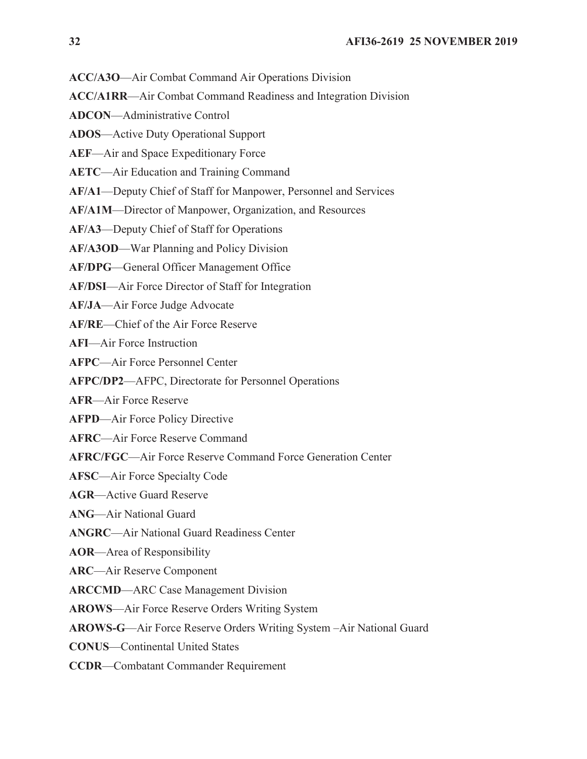**ACC/A3O**—Air Combat Command Air Operations Division

**ACC/A1RR**—Air Combat Command Readiness and Integration Division

**ADCON**—Administrative Control

**ADOS**—Active Duty Operational Support

**AEF**—Air and Space Expeditionary Force

**AETC**—Air Education and Training Command

**AF/A1**—Deputy Chief of Staff for Manpower, Personnel and Services

**AF/A1M**—Director of Manpower, Organization, and Resources

**AF/A3**—Deputy Chief of Staff for Operations

**AF/A3OD**—War Planning and Policy Division

**AF/DPG**—General Officer Management Office

**AF/DSI**—Air Force Director of Staff for Integration

**AF/JA**—Air Force Judge Advocate

**AF/RE**—Chief of the Air Force Reserve

**AFI**—Air Force Instruction

**AFPC**—Air Force Personnel Center

**AFPC/DP2**—AFPC, Directorate for Personnel Operations

**AFR**—Air Force Reserve

**AFPD**—Air Force Policy Directive

**AFRC**—Air Force Reserve Command

**AFRC/FGC**—Air Force Reserve Command Force Generation Center

**AFSC**—Air Force Specialty Code

**AGR**—Active Guard Reserve

**ANG**—Air National Guard

**ANGRC**—Air National Guard Readiness Center

**AOR**—Area of Responsibility

**ARC**—Air Reserve Component

**ARCCMD**—ARC Case Management Division

**AROWS**—Air Force Reserve Orders Writing System

**AROWS-G**—Air Force Reserve Orders Writing System –Air National Guard

**CONUS**—Continental United States

**CCDR**—Combatant Commander Requirement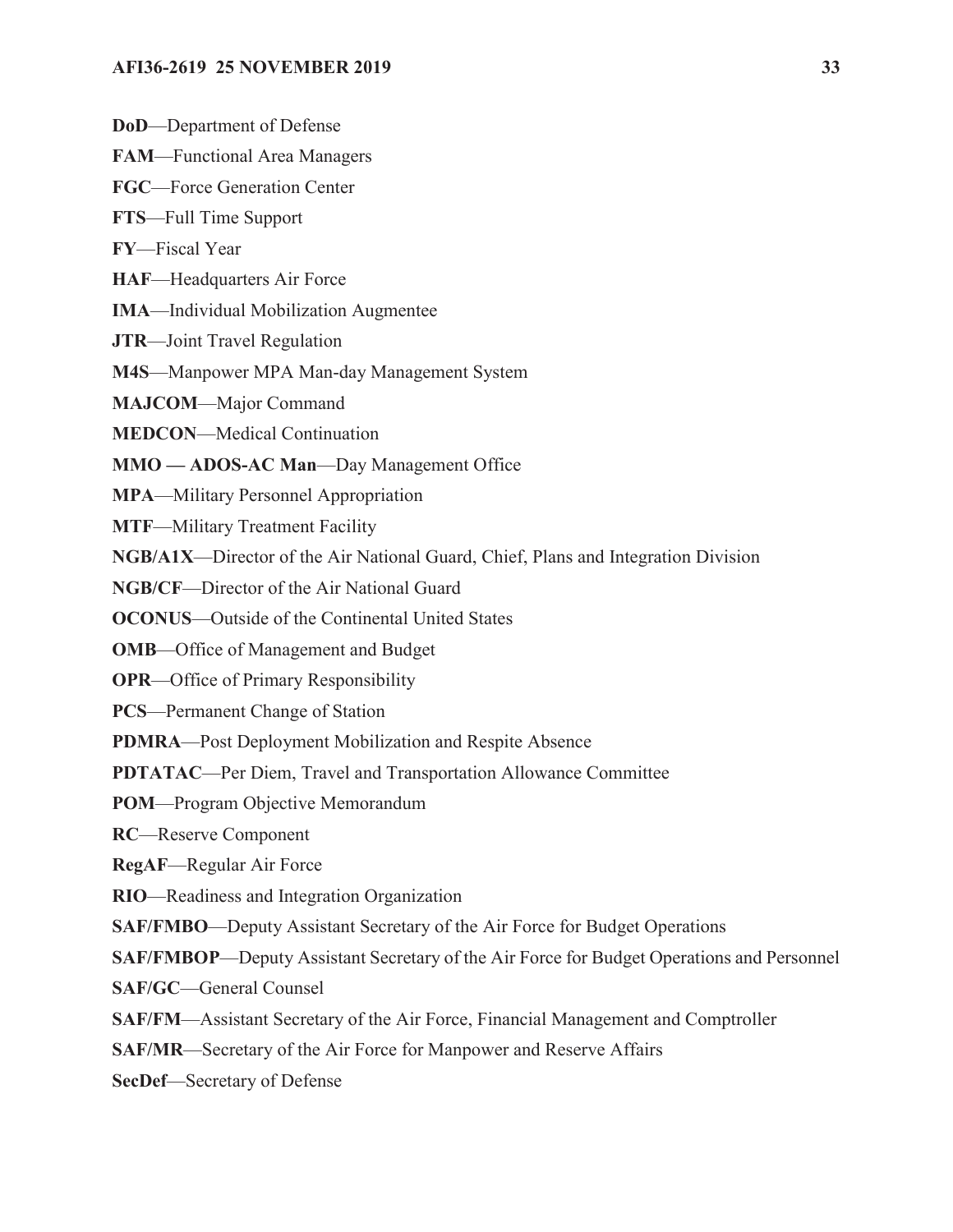**DoD**—Department of Defense

**FAM**—Functional Area Managers

**FGC**—Force Generation Center

**FTS**—Full Time Support

**FY**—Fiscal Year

**HAF**—Headquarters Air Force

**IMA**—Individual Mobilization Augmentee

**JTR**—Joint Travel Regulation

**M4S**—Manpower MPA Man-day Management System

**MAJCOM**—Major Command

**MEDCON**—Medical Continuation

**MMO — ADOS-AC Man**—Day Management Office

**MPA**—Military Personnel Appropriation

**MTF**—Military Treatment Facility

**NGB/A1X**—Director of the Air National Guard, Chief, Plans and Integration Division

**NGB/CF**—Director of the Air National Guard

**OCONUS**—Outside of the Continental United States

**OMB**—Office of Management and Budget

**OPR**—Office of Primary Responsibility

**PCS**—Permanent Change of Station

**PDMRA**—Post Deployment Mobilization and Respite Absence

**PDTATAC**—Per Diem, Travel and Transportation Allowance Committee

**POM**—Program Objective Memorandum

**RC**—Reserve Component

**RegAF**—Regular Air Force

**RIO**—Readiness and Integration Organization

**SAF/FMBO**—Deputy Assistant Secretary of the Air Force for Budget Operations

**SAF/FMBOP**—Deputy Assistant Secretary of the Air Force for Budget Operations and Personnel

**SAF/GC**—General Counsel

**SAF/FM**—Assistant Secretary of the Air Force, Financial Management and Comptroller

**SAF/MR**—Secretary of the Air Force for Manpower and Reserve Affairs

**SecDef**—Secretary of Defense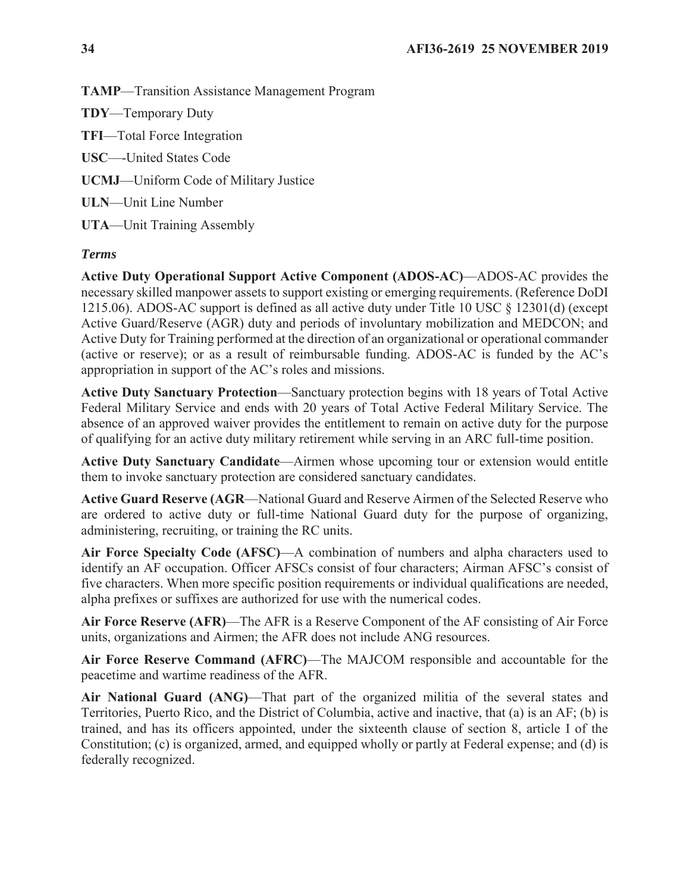**TAMP**—Transition Assistance Management Program

**TDY**—Temporary Duty

**TFI**—Total Force Integration

**USC**—-United States Code

**UCMJ**—Uniform Code of Military Justice

**ULN**—Unit Line Number

**UTA**—Unit Training Assembly

***Terms***

**Active Duty Operational Support Active Component (ADOS-AC)**—ADOS-AC provides the necessary skilled manpower assets to support existing or emerging requirements. (Reference DoDI 1215.06). ADOS-AC support is defined as all active duty under Title 10 USC § 12301(d) (except Active Guard/Reserve (AGR) duty and periods of involuntary mobilization and MEDCON; and Active Duty for Training performed at the direction of an organizational or operational commander (active or reserve); or as a result of reimbursable funding. ADOS-AC is funded by the AC's appropriation in support of the AC's roles and missions.

**Active Duty Sanctuary Protection**—Sanctuary protection begins with 18 years of Total Active Federal Military Service and ends with 20 years of Total Active Federal Military Service. The absence of an approved waiver provides the entitlement to remain on active duty for the purpose of qualifying for an active duty military retirement while serving in an ARC full-time position.

**Active Duty Sanctuary Candidate**—Airmen whose upcoming tour or extension would entitle them to invoke sanctuary protection are considered sanctuary candidates.

**Active Guard Reserve (AGR**—National Guard and Reserve Airmen of the Selected Reserve who are ordered to active duty or full-time National Guard duty for the purpose of organizing, administering, recruiting, or training the RC units.

**Air Force Specialty Code (AFSC)**—A combination of numbers and alpha characters used to identify an AF occupation. Officer AFSCs consist of four characters; Airman AFSC's consist of five characters. When more specific position requirements or individual qualifications are needed, alpha prefixes or suffixes are authorized for use with the numerical codes.

**Air Force Reserve (AFR)**—The AFR is a Reserve Component of the AF consisting of Air Force units, organizations and Airmen; the AFR does not include ANG resources.

**Air Force Reserve Command (AFRC)**—The MAJCOM responsible and accountable for the peacetime and wartime readiness of the AFR.

**Air National Guard (ANG)**—That part of the organized militia of the several states and Territories, Puerto Rico, and the District of Columbia, active and inactive, that (a) is an AF; (b) is trained, and has its officers appointed, under the sixteenth clause of section 8, article I of the Constitution; (c) is organized, armed, and equipped wholly or partly at Federal expense; and (d) is federally recognized.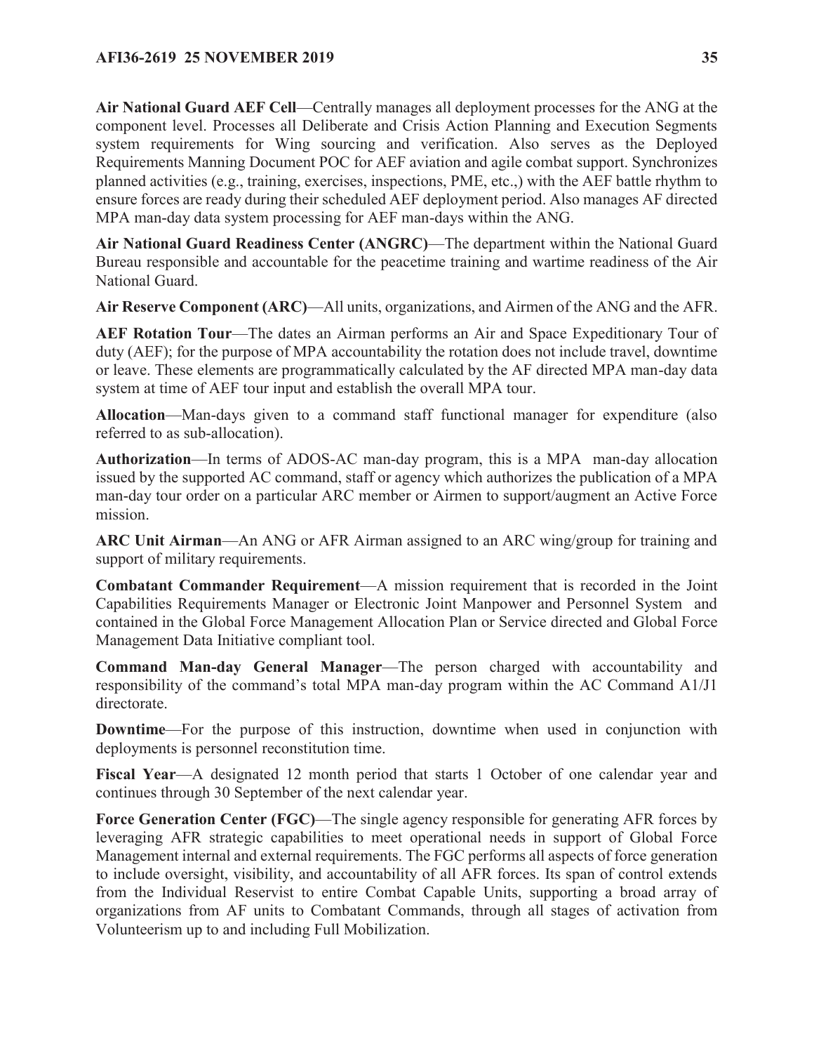**Air National Guard AEF Cell**—Centrally manages all deployment processes for the ANG at the component level. Processes all Deliberate and Crisis Action Planning and Execution Segments system requirements for Wing sourcing and verification. Also serves as the Deployed Requirements Manning Document POC for AEF aviation and agile combat support. Synchronizes planned activities (e.g., training, exercises, inspections, PME, etc.,) with the AEF battle rhythm to ensure forces are ready during their scheduled AEF deployment period. Also manages AF directed MPA man-day data system processing for AEF man-days within the ANG.

**Air National Guard Readiness Center (ANGRC)**—The department within the National Guard Bureau responsible and accountable for the peacetime training and wartime readiness of the Air National Guard.

**Air Reserve Component (ARC)**—All units, organizations, and Airmen of the ANG and the AFR.

**AEF Rotation Tour**—The dates an Airman performs an Air and Space Expeditionary Tour of duty (AEF); for the purpose of MPA accountability the rotation does not include travel, downtime or leave. These elements are programmatically calculated by the AF directed MPA man-day data system at time of AEF tour input and establish the overall MPA tour.

**Allocation**—Man-days given to a command staff functional manager for expenditure (also referred to as sub-allocation).

**Authorization**—In terms of ADOS-AC man-day program, this is a MPA man-day allocation issued by the supported AC command, staff or agency which authorizes the publication of a MPA man-day tour order on a particular ARC member or Airmen to support/augment an Active Force mission.

**ARC Unit Airman**—An ANG or AFR Airman assigned to an ARC wing/group for training and support of military requirements.

**Combatant Commander Requirement**—A mission requirement that is recorded in the Joint Capabilities Requirements Manager or Electronic Joint Manpower and Personnel System and contained in the Global Force Management Allocation Plan or Service directed and Global Force Management Data Initiative compliant tool.

**Command Man-day General Manager**—The person charged with accountability and responsibility of the command's total MPA man-day program within the AC Command A1/J1 directorate.

**Downtime**—For the purpose of this instruction, downtime when used in conjunction with deployments is personnel reconstitution time.

**Fiscal Year**—A designated 12 month period that starts 1 October of one calendar year and continues through 30 September of the next calendar year.

**Force Generation Center (FGC)**—The single agency responsible for generating AFR forces by leveraging AFR strategic capabilities to meet operational needs in support of Global Force Management internal and external requirements. The FGC performs all aspects of force generation to include oversight, visibility, and accountability of all AFR forces. Its span of control extends from the Individual Reservist to entire Combat Capable Units, supporting a broad array of organizations from AF units to Combatant Commands, through all stages of activation from Volunteerism up to and including Full Mobilization.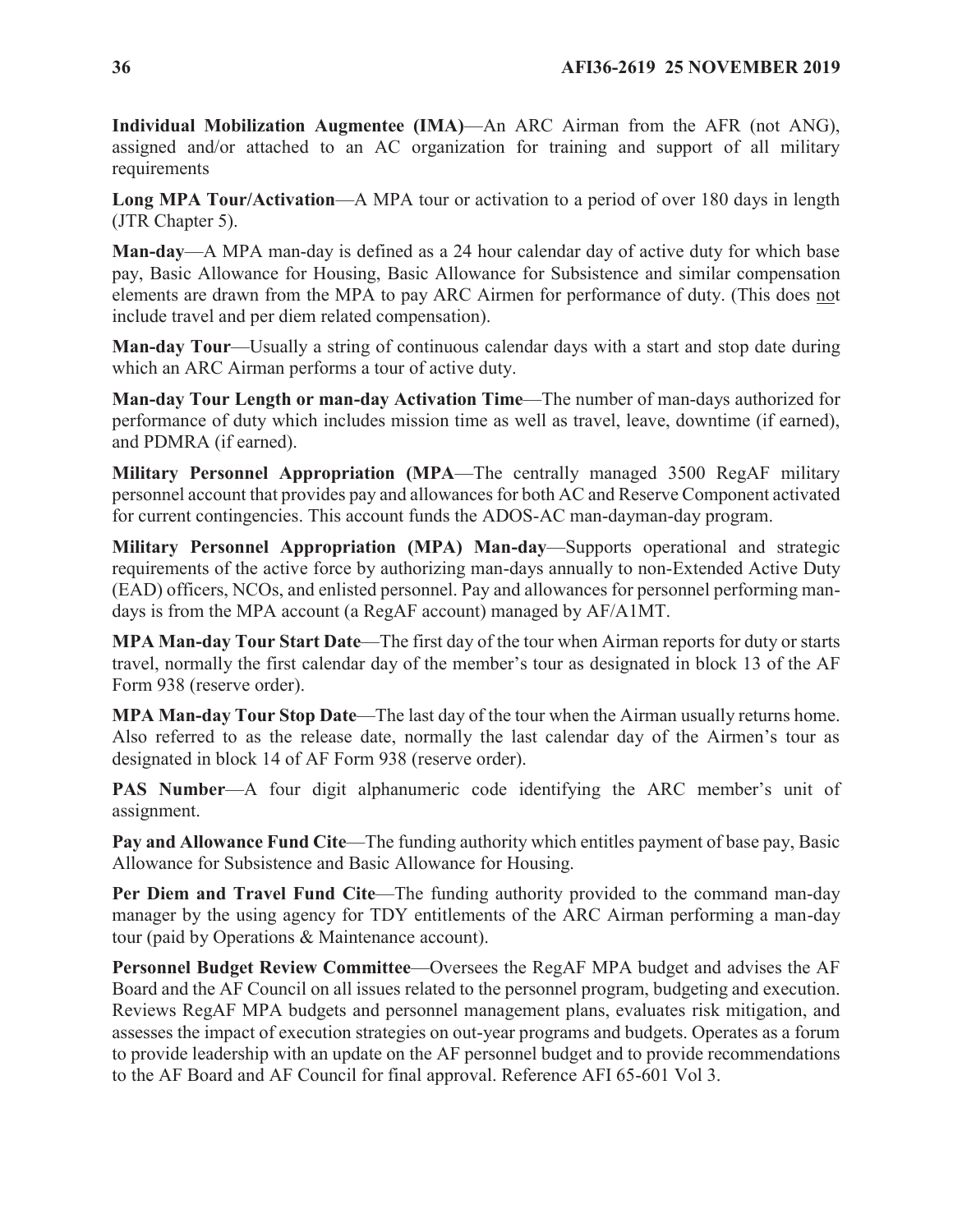**Individual Mobilization Augmentee (IMA)**—An ARC Airman from the AFR (not ANG), assigned and/or attached to an AC organization for training and support of all military requirements

**Long MPA Tour/Activation**—A MPA tour or activation to a period of over 180 days in length (JTR Chapter 5).

**Man-day**—A MPA man-day is defined as a 24 hour calendar day of active duty for which base pay, Basic Allowance for Housing, Basic Allowance for Subsistence and similar compensation elements are drawn from the MPA to pay ARC Airmen for performance of duty. (This does not include travel and per diem related compensation).

**Man-day Tour**—Usually a string of continuous calendar days with a start and stop date during which an ARC Airman performs a tour of active duty.

**Man-day Tour Length or man-day Activation Time**—The number of man-days authorized for performance of duty which includes mission time as well as travel, leave, downtime (if earned), and PDMRA (if earned).

**Military Personnel Appropriation (MPA**—The centrally managed 3500 RegAF military personnel account that provides pay and allowances for both AC and Reserve Component activated for current contingencies. This account funds the ADOS-AC man-dayman-day program.

**Military Personnel Appropriation (MPA) Man-day**—Supports operational and strategic requirements of the active force by authorizing man-days annually to non-Extended Active Duty (EAD) officers, NCOs, and enlisted personnel. Pay and allowances for personnel performing man-days is from the MPA account (a RegAF account) managed by AF/A1MT.

**MPA Man-day Tour Start Date**—The first day of the tour when Airman reports for duty or starts travel, normally the first calendar day of the member's tour as designated in block 13 of the AF Form 938 (reserve order).

**MPA Man-day Tour Stop Date**—The last day of the tour when the Airman usually returns home. Also referred to as the release date, normally the last calendar day of the Airmen's tour as designated in block 14 of AF Form 938 (reserve order).

**PAS Number**—A four digit alphanumeric code identifying the ARC member's unit of assignment.

**Pay and Allowance Fund Cite**—The funding authority which entitles payment of base pay, Basic Allowance for Subsistence and Basic Allowance for Housing.

**Per Diem and Travel Fund Cite**—The funding authority provided to the command man-day manager by the using agency for TDY entitlements of the ARC Airman performing a man-day tour (paid by Operations & Maintenance account).

**Personnel Budget Review Committee**—Oversees the RegAF MPA budget and advises the AF Board and the AF Council on all issues related to the personnel program, budgeting and execution. Reviews RegAF MPA budgets and personnel management plans, evaluates risk mitigation, and assesses the impact of execution strategies on out-year programs and budgets. Operates as a forum to provide leadership with an update on the AF personnel budget and to provide recommendations to the AF Board and AF Council for final approval. Reference AFI 65-601 Vol 3.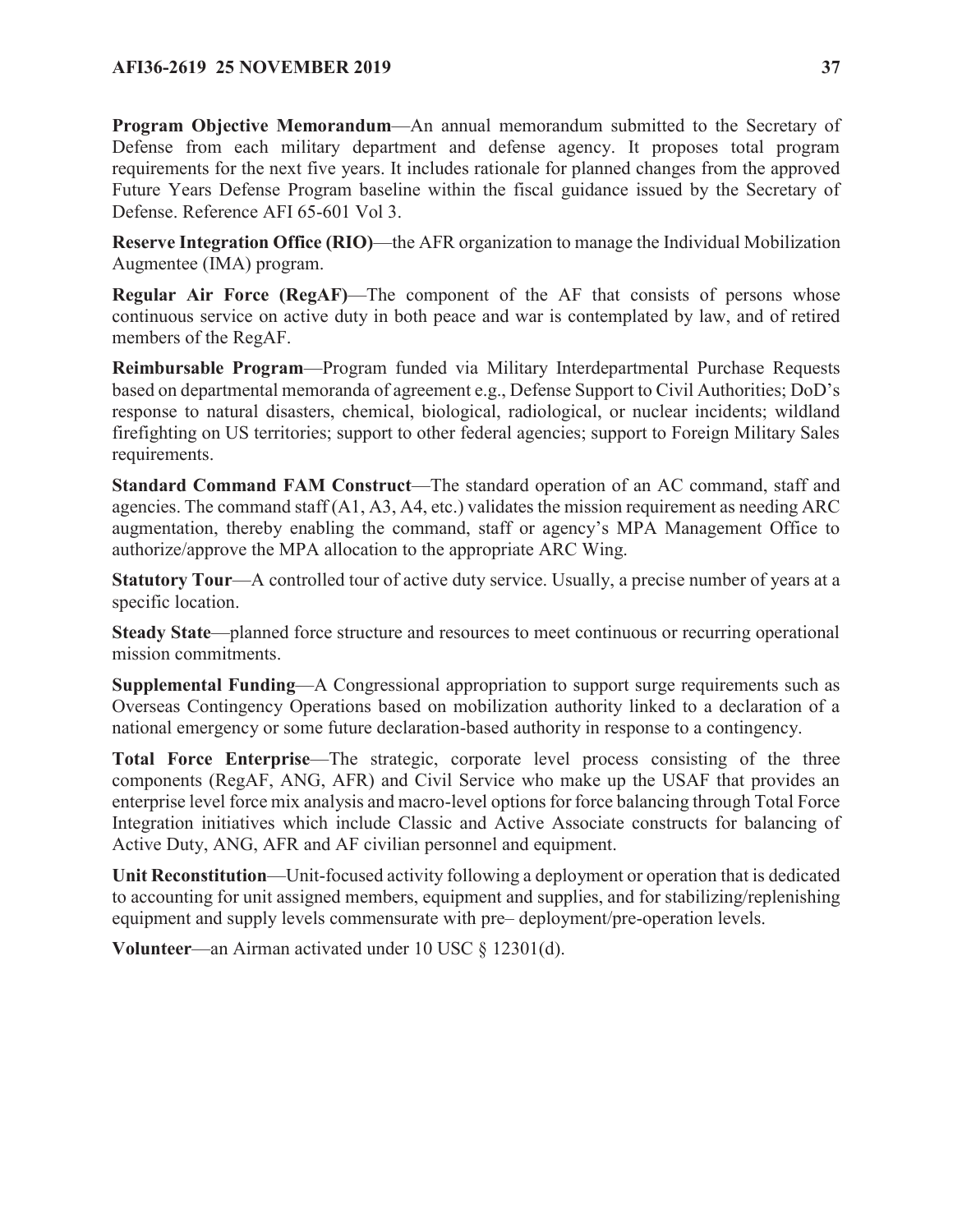**Program Objective Memorandum**—An annual memorandum submitted to the Secretary of Defense from each military department and defense agency. It proposes total program requirements for the next five years. It includes rationale for planned changes from the approved Future Years Defense Program baseline within the fiscal guidance issued by the Secretary of Defense. Reference AFI 65-601 Vol 3.

**Reserve Integration Office (RIO)**—the AFR organization to manage the Individual Mobilization Augmentee (IMA) program.

**Regular Air Force (RegAF)**—The component of the AF that consists of persons whose continuous service on active duty in both peace and war is contemplated by law, and of retired members of the RegAF.

**Reimbursable Program**—Program funded via Military Interdepartmental Purchase Requests based on departmental memoranda of agreement e.g., Defense Support to Civil Authorities; DoD's response to natural disasters, chemical, biological, radiological, or nuclear incidents; wildland firefighting on US territories; support to other federal agencies; support to Foreign Military Sales requirements.

**Standard Command FAM Construct**—The standard operation of an AC command, staff and agencies. The command staff (A1, A3, A4, etc.) validates the mission requirement as needing ARC augmentation, thereby enabling the command, staff or agency's MPA Management Office to authorize/approve the MPA allocation to the appropriate ARC Wing.

**Statutory Tour**—A controlled tour of active duty service. Usually, a precise number of years at a specific location.

**Steady State**—planned force structure and resources to meet continuous or recurring operational mission commitments.

**Supplemental Funding**—A Congressional appropriation to support surge requirements such as Overseas Contingency Operations based on mobilization authority linked to a declaration of a national emergency or some future declaration-based authority in response to a contingency.

**Total Force Enterprise**—The strategic, corporate level process consisting of the three components (RegAF, ANG, AFR) and Civil Service who make up the USAF that provides an enterprise level force mix analysis and macro-level options for force balancing through Total Force Integration initiatives which include Classic and Active Associate constructs for balancing of Active Duty, ANG, AFR and AF civilian personnel and equipment.

**Unit Reconstitution**—Unit-focused activity following a deployment or operation that is dedicated to accounting for unit assigned members, equipment and supplies, and for stabilizing/replenishing equipment and supply levels commensurate with pre– deployment/pre-operation levels.

**Volunteer**—an Airman activated under 10 USC § 12301(d).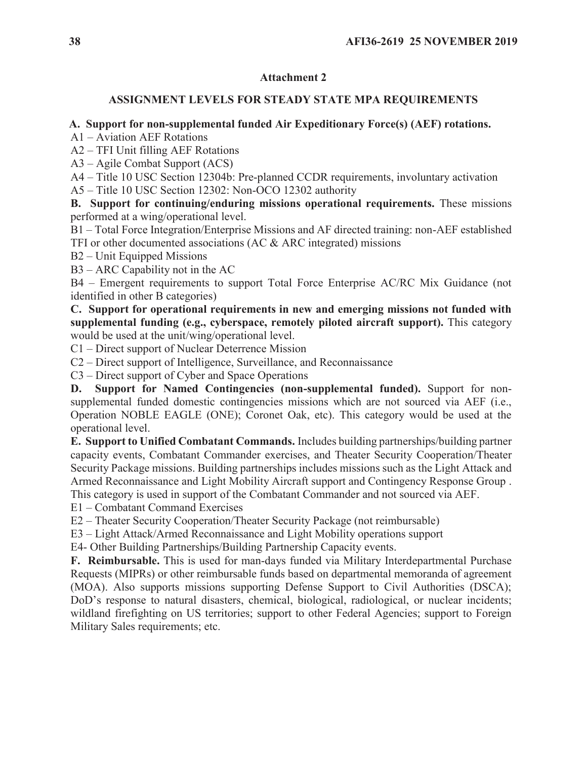## Attachment 2

### ASSIGNMENT LEVELS FOR STEADY STATE MPA REQUIREMENTS

**A. Support for non-supplemental funded Air Expeditionary Force(s) (AEF) rotations.**

A1 – Aviation AEF Rotations

A2 – TFI Unit filling AEF Rotations

A3 – Agile Combat Support (ACS)

A4 – Title 10 USC Section 12304b: Pre-planned CCDR requirements, involuntary activation

A5 – Title 10 USC Section 12302: Non-OCO 12302 authority

**B. Support for continuing/enduring missions operational requirements.** These missions performed at a wing/operational level.

B1 – Total Force Integration/Enterprise Missions and AF directed training: non-AEF established TFI or other documented associations (AC & ARC integrated) missions

B2 – Unit Equipped Missions

B3 – ARC Capability not in the AC

B4 – Emergent requirements to support Total Force Enterprise AC/RC Mix Guidance (not identified in other B categories)

**C. Support for operational requirements in new and emerging missions not funded with supplemental funding (e.g., cyberspace, remotely piloted aircraft support).** This category would be used at the unit/wing/operational level.

C1 – Direct support of Nuclear Deterrence Mission

C2 – Direct support of Intelligence, Surveillance, and Reconnaissance

C3 – Direct support of Cyber and Space Operations

**D. Support for Named Contingencies (non-supplemental funded).** Support for non-supplemental funded domestic contingencies missions which are not sourced via AEF (i.e., Operation NOBLE EAGLE (ONE); Coronet Oak, etc). This category would be used at the operational level.

**E. Support to Unified Combatant Commands.** Includes building partnerships/building partner capacity events, Combatant Commander exercises, and Theater Security Cooperation/Theater Security Package missions. Building partnerships includes missions such as the Light Attack and Armed Reconnaissance and Light Mobility Aircraft support and Contingency Response Group . This category is used in support of the Combatant Commander and not sourced via AEF.

E1 – Combatant Command Exercises

E2 – Theater Security Cooperation/Theater Security Package (not reimbursable)

E3 – Light Attack/Armed Reconnaissance and Light Mobility operations support

E4- Other Building Partnerships/Building Partnership Capacity events.

**F. Reimbursable.** This is used for man-days funded via Military Interdepartmental Purchase Requests (MIPRs) or other reimbursable funds based on departmental memoranda of agreement (MOA). Also supports missions supporting Defense Support to Civil Authorities (DSCA); DoD's response to natural disasters, chemical, biological, radiological, or nuclear incidents; wildland firefighting on US territories; support to other Federal Agencies; support to Foreign Military Sales requirements; etc.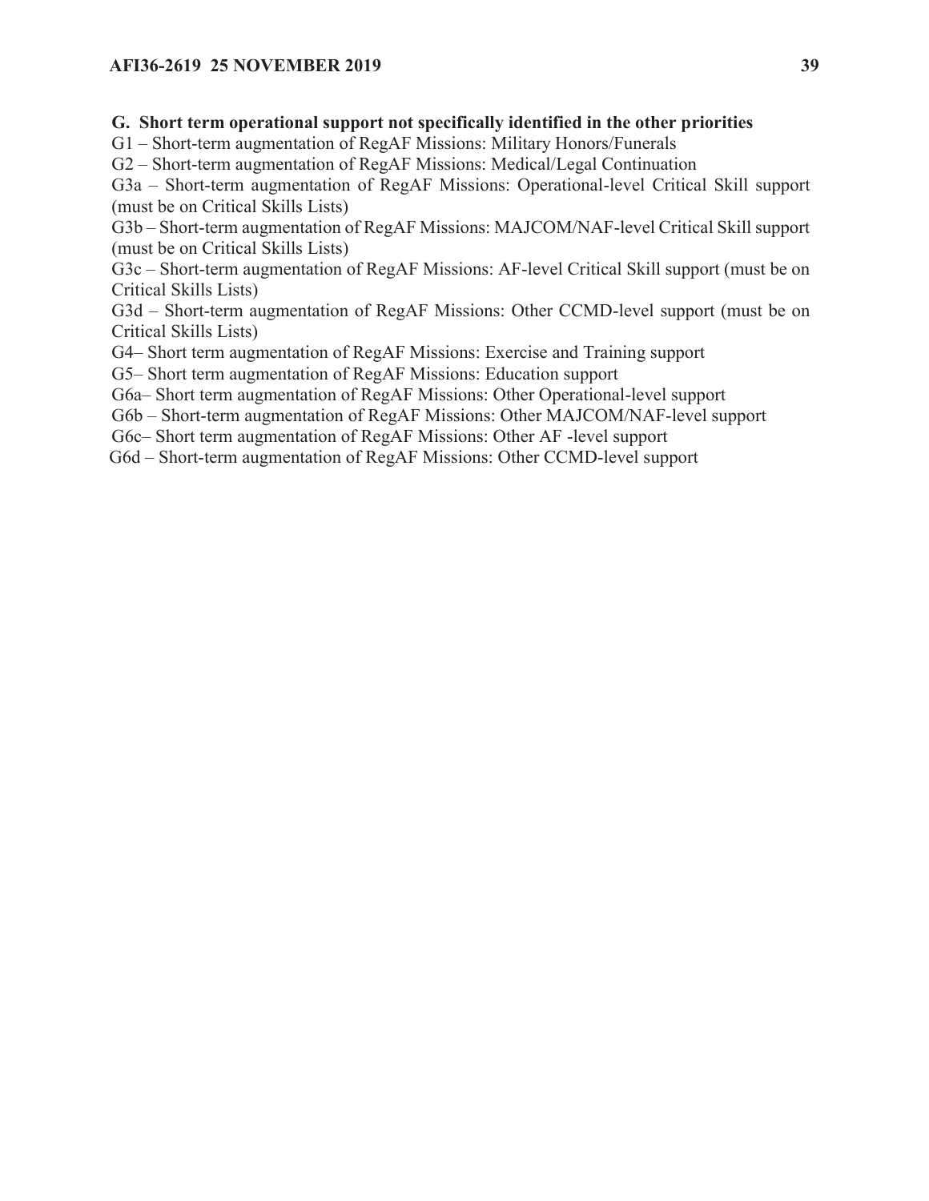**G. Short term operational support not specifically identified in the other priorities**

G1 – Short-term augmentation of RegAF Missions: Military Honors/Funerals

G2 – Short-term augmentation of RegAF Missions: Medical/Legal Continuation

G3a – Short-term augmentation of RegAF Missions: Operational-level Critical Skill support (must be on Critical Skills Lists)

G3b – Short-term augmentation of RegAF Missions: MAJCOM/NAF-level Critical Skill support (must be on Critical Skills Lists)

G3c – Short-term augmentation of RegAF Missions: AF-level Critical Skill support (must be on Critical Skills Lists)

G3d – Short-term augmentation of RegAF Missions: Other CCMD-level support (must be on Critical Skills Lists)

G4– Short term augmentation of RegAF Missions: Exercise and Training support

G5– Short term augmentation of RegAF Missions: Education support

G6a– Short term augmentation of RegAF Missions: Other Operational-level support

G6b – Short-term augmentation of RegAF Missions: Other MAJCOM/NAF-level support

G6c– Short term augmentation of RegAF Missions: Other AF -level support

G6d – Short-term augmentation of RegAF Missions: Other CCMD-level support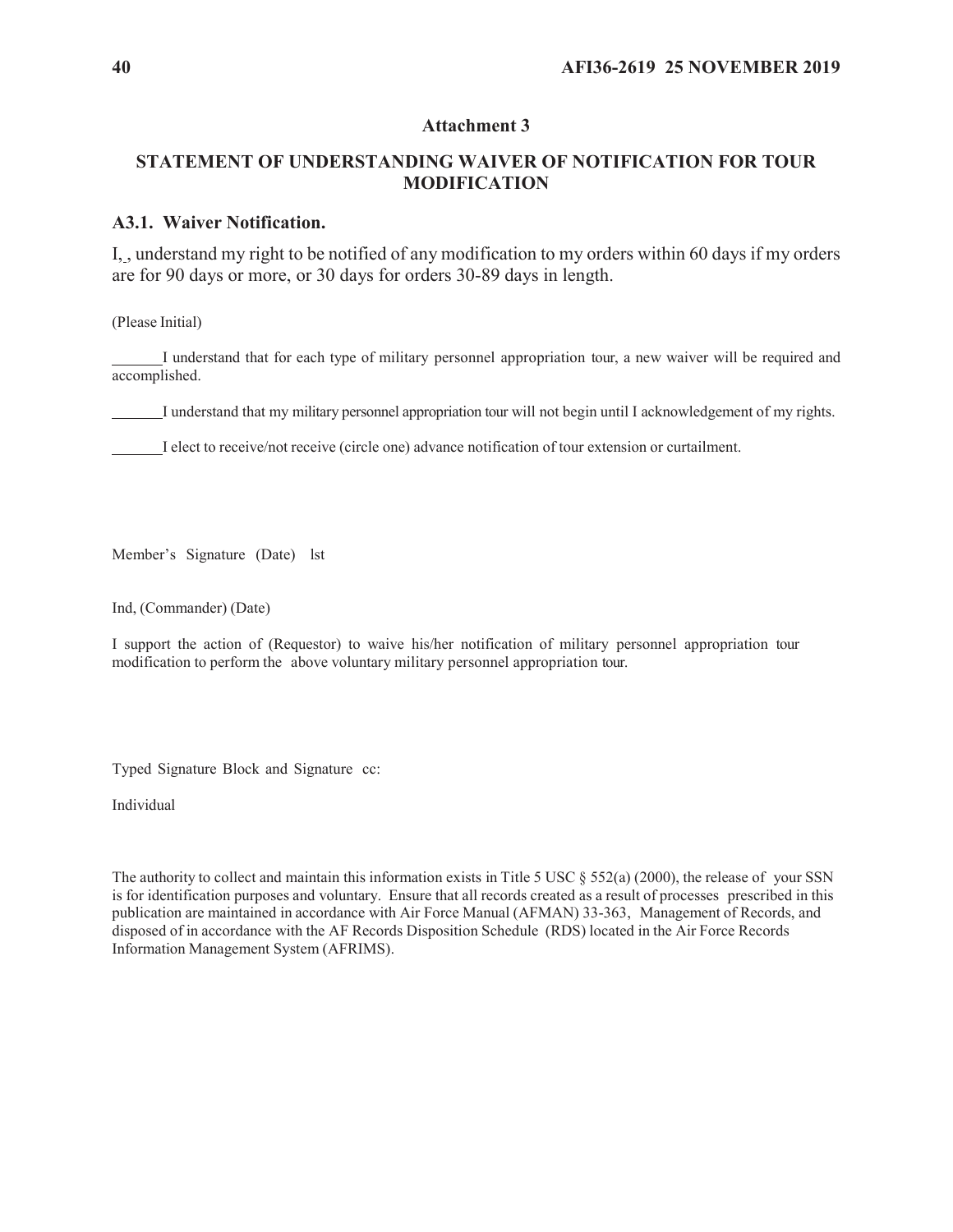## Attachment 3

## STATEMENT OF UNDERSTANDING WAIVER OF NOTIFICATION FOR TOUR MODIFICATION

### A3.1. Waiver Notification.

I, , understand my right to be notified of any modification to my orders within 60 days if my orders are for 90 days or more, or 30 days for orders 30-89 days in length.

(Please Initial)

______I understand that for each type of military personnel appropriation tour, a new waiver will be required and accomplished.

______I understand that my military personnel appropriation tour will not begin until I acknowledgement of my rights.

______I elect to receive/not receive (circle one) advance notification of tour extension or curtailment.

Member's Signature (Date) lst

Ind, (Commander) (Date)

I support the action of (Requestor) to waive his/her notification of military personnel appropriation tour modification to perform the above voluntary military personnel appropriation tour.

Typed Signature Block and Signature cc:

Individual

The authority to collect and maintain this information exists in Title 5 USC § 552(a) (2000), the release of your SSN is for identification purposes and voluntary. Ensure that all records created as a result of processes prescribed in this publication are maintained in accordance with Air Force Manual (AFMAN) 33-363, Management of Records, and disposed of in accordance with the AF Records Disposition Schedule (RDS) located in the Air Force Records Information Management System (AFRIMS).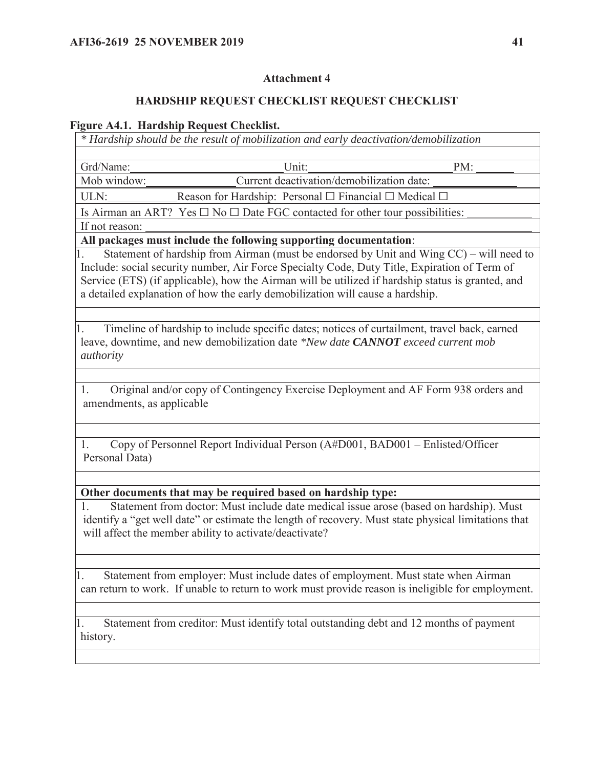## Attachment 4

## HARDSHIP REQUEST CHECKLIST REQUEST CHECKLIST

**Figure A4.1. Hardship Request Checklist.**

| |
|---|
| *\* Hardship should be the result of mobilization and early deactivation/demobilization* |
| |
| Grd/Name:\_\_\_\_\_\_\_\_\_\_\_\_\_\_\_\_\_\_\_\_\_\_\_\_\_\_ Unit:\_\_\_\_\_\_\_\_\_\_\_\_\_\_\_\_\_\_\_\_\_\_\_\_\_ PM: \_\_\_\_\_\_\_ |
| Mob window:\_\_\_\_\_\_\_\_\_\_\_\_\_\_\_\_ Current deactivation/demobilization date: \_\_\_\_\_\_\_\_\_\_\_\_\_\_\_ |
| ULN:\_\_\_\_\_\_\_\_\_\_\_\_ Reason for Hardship: Personal ☐ Financial ☐ Medical ☐ |
| Is Airman an ART? Yes ☐ No ☐ Date FGC contacted for other tour possibilities: \_\_\_\_\_\_\_\_\_\_\_\_ |
| If not reason: \_\_\_\_\_\_\_\_\_\_\_\_\_\_\_\_\_\_\_\_\_\_\_\_\_\_\_\_\_\_\_\_\_\_\_\_\_\_\_\_\_\_\_\_\_\_\_\_\_\_\_\_\_\_\_\_\_\_\_\_\_\_\_\_\_\_\_\_\_\_\_\_\_ |
| **All packages must include the following supporting documentation**: |
| 1. Statement of hardship from Airman (must be endorsed by Unit and Wing CC) – will need to Include: social security number, Air Force Specialty Code, Duty Title, Expiration of Term of Service (ETS) (if applicable), how the Airman will be utilized if hardship status is granted, and a detailed explanation of how the early demobilization will cause a hardship. |
| |
| 1. Timeline of hardship to include specific dates; notices of curtailment, travel back, earned leave, downtime, and new demobilization date *\*New date **CANNOT** exceed current mob authority* |
| |
| 1. Original and/or copy of Contingency Exercise Deployment and AF Form 938 orders and amendments, as applicable |
| |
| 1. Copy of Personnel Report Individual Person (A#D001, BAD001 – Enlisted/Officer Personal Data) |
| |
| **Other documents that may be required based on hardship type:** |
| 1. Statement from doctor: Must include date medical issue arose (based on hardship). Must identify a "get well date" or estimate the length of recovery. Must state physical limitations that will affect the member ability to activate/deactivate? |
| |
| 1. Statement from employer: Must include dates of employment. Must state when Airman can return to work. If unable to return to work must provide reason is ineligible for employment. |
| |
| 1. Statement from creditor: Must identify total outstanding debt and 12 months of payment history. |
| |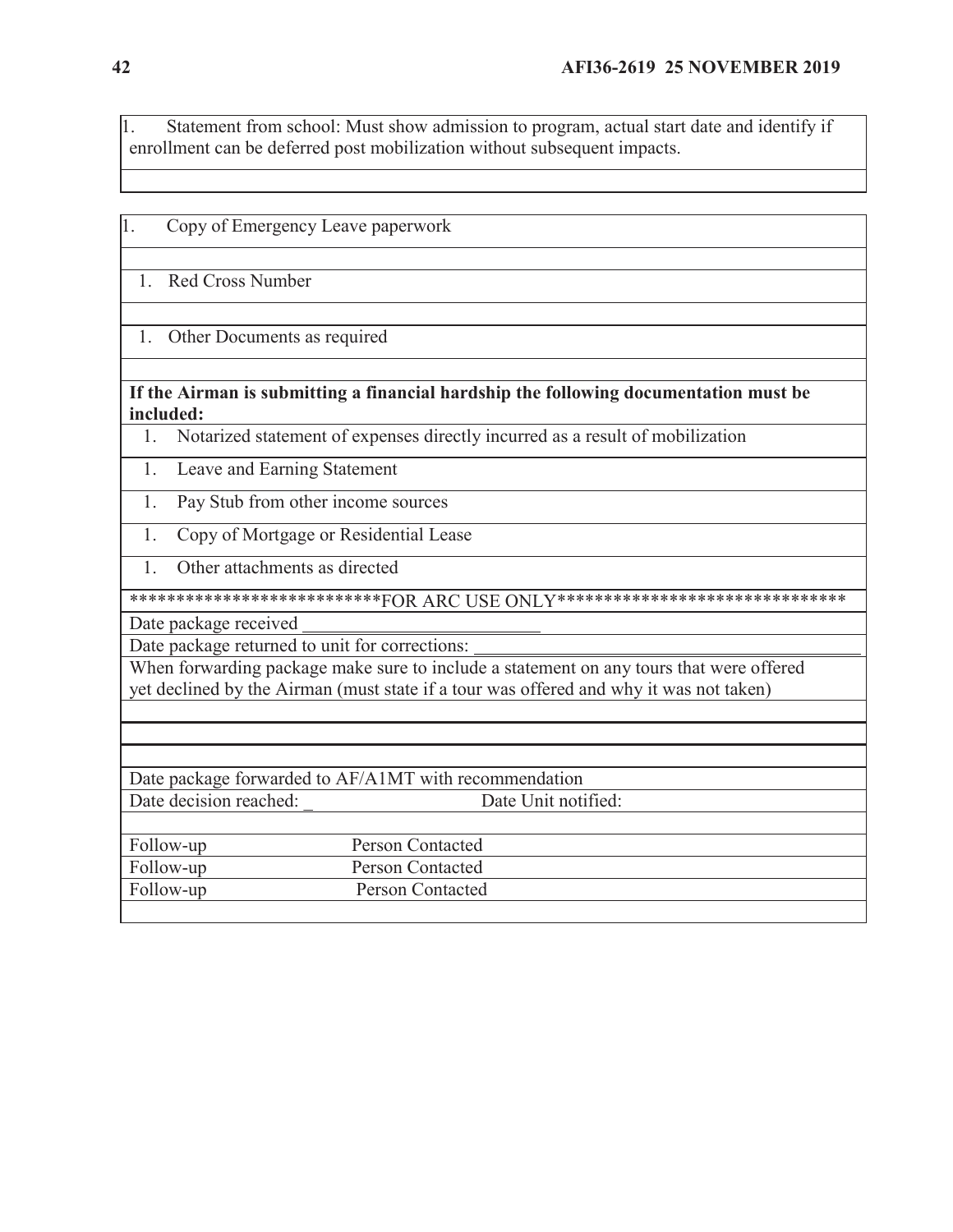| |
|---|
| 1. Statement from school: Must show admission to program, actual start date and identify if enrollment can be deferred post mobilization without subsequent impacts. |
| |

| |
|---|
| 1. Copy of Emergency Leave paperwork |
| |
| 1. Red Cross Number |
| |
| 1. Other Documents as required |
| |
| **If the Airman is submitting a financial hardship the following documentation must be included:** |
| 1. Notarized statement of expenses directly incurred as a result of mobilization |
| 1. Leave and Earning Statement |
| 1. Pay Stub from other income sources |
| 1. Copy of Mortgage or Residential Lease |
| 1. Other attachments as directed |
| ***************************FOR ARC USE ONLY******************************* |
| Date package received _______________________ |
| Date package returned to unit for corrections: _______________________________________ |
| When forwarding package make sure to include a statement on any tours that were offered yet declined by the Airman (must state if a tour was offered and why it was not taken) |
| |
| |
| |
| Date package forwarded to AF/A1MT with recommendation |
| Date decision reached: _ Date Unit notified: |
| |
| Follow-up Person Contacted |
| Follow-up Person Contacted |
| Follow-up Person Contacted |
| |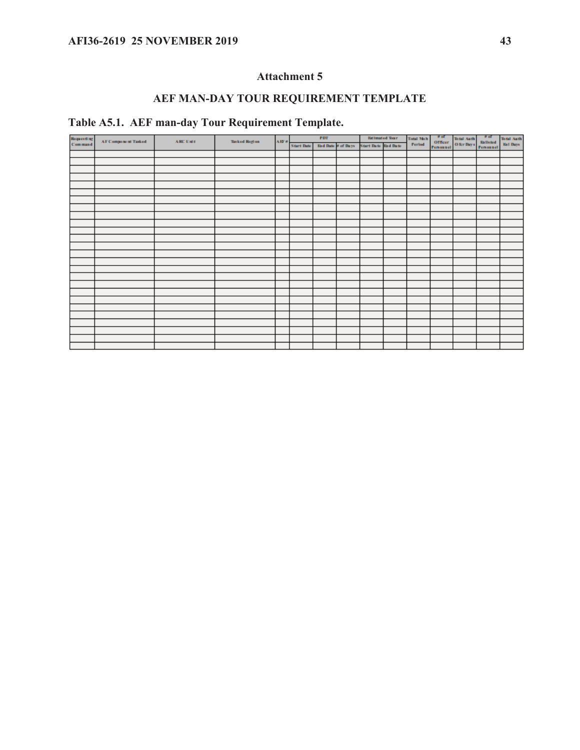## Attachment 5

## AEF MAN-DAY TOUR REQUIREMENT TEMPLATE

**Table A5.1. AEF man-day Tour Requirement Template.**

| Requesting Command | AF Component Tasked | ARC Unit | Tasked Region | AEF # | PDT | | | Estimated Tour | | Total Mob Period | # of Officer Personnel | Total Auth Ofcr Days | # of Enlisted Personnel | Total Auth Enl Days |
|---|---|---|---|---|---|---|---|---|---|---|---|---|---|---|
| | | | | | Start Date | End Date | # of Days | Start Date | End Date | | | | | |
| | | | | | | | | | | | | | | |
| | | | | | | | | | | | | | | |
| | | | | | | | | | | | | | | |
| | | | | | | | | | | | | | | |
| | | | | | | | | | | | | | | |
| | | | | | | | | | | | | | | |
| | | | | | | | | | | | | | | |
| | | | | | | | | | | | | | | |
| | | | | | | | | | | | | | | |
| | | | | | | | | | | | | | | |
| | | | | | | | | | | | | | | |
| | | | | | | | | | | | | | | |
| | | | | | | | | | | | | | | |
| | | | | | | | | | | | | | | |
| | | | | | | | | | | | | | | |
| | | | | | | | | | | | | | | |
| | | | | | | | | | | | | | | |
| | | | | | | | | | | | | | | |
| | | | | | | | | | | | | | | |
| | | | | | | | | | | | | | | |
| | | | | | | | | | | | | | | |
| | | | | | | | | | | | | | | |
| | | | | | | | | | | | | | | |
| | | | | | | | | | | | | | | |
| | | | | | | | | | | | | | | |
| | | | | | | | | | | | | | | |